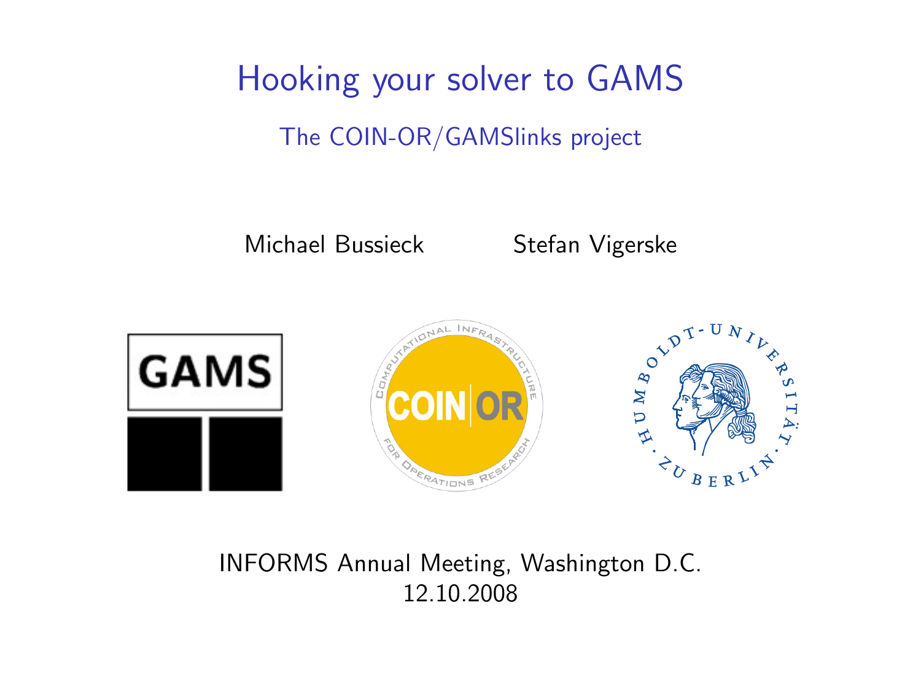# Hooking your solver to GAMS

## The COIN-OR/GAMSlinks project

Michael Bussieck Stefan Vigerske

INFORMS Annual Meeting, Washington D.C.
12.10.2008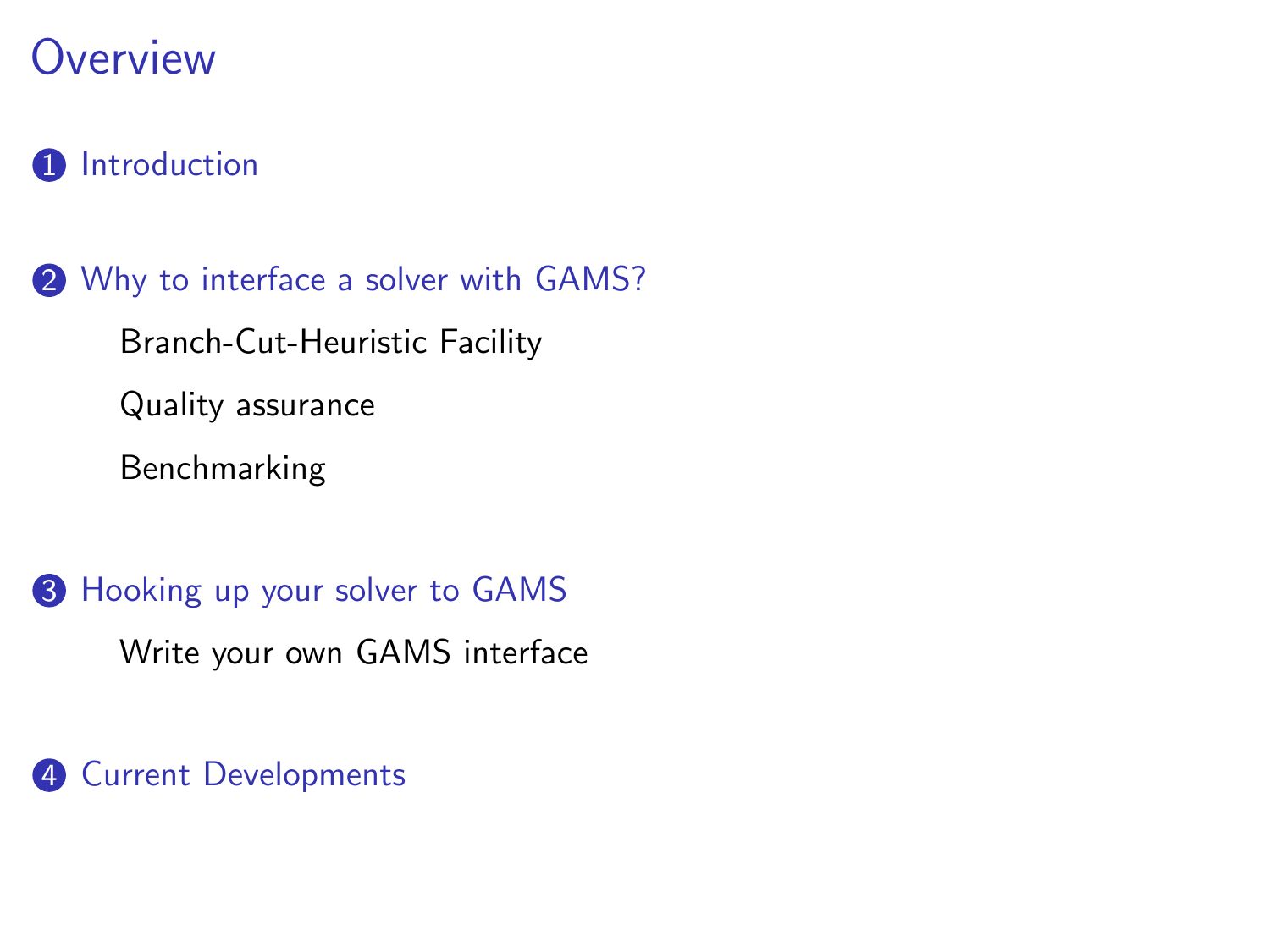# Overview

1. Introduction

2. Why to interface a solver with GAMS?
   - Branch-Cut-Heuristic Facility
   - Quality assurance
   - Benchmarking

3. Hooking up your solver to GAMS
   - Write your own GAMS interface

4. Current Developments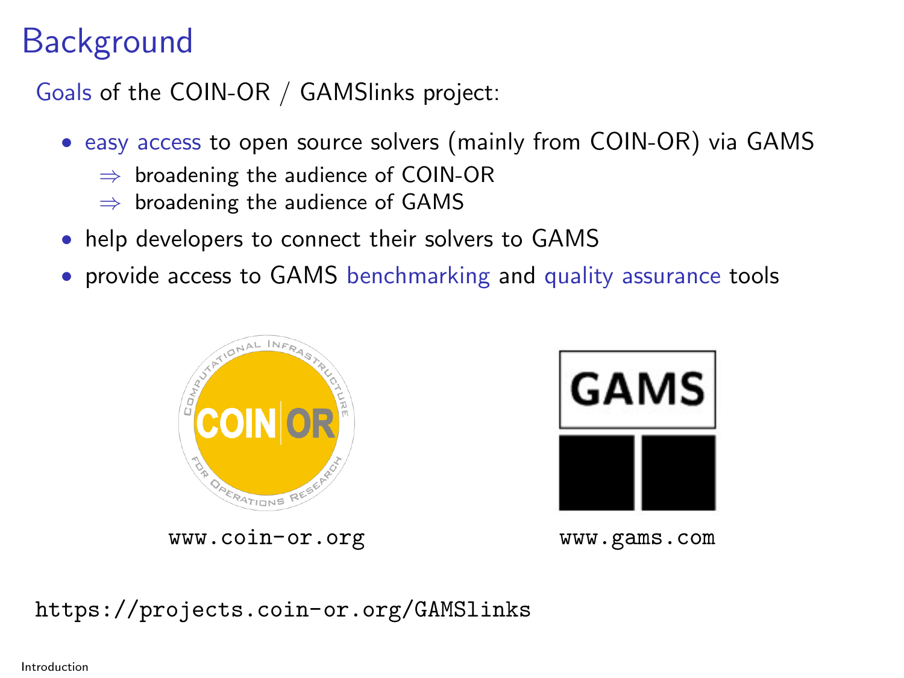# Background

Goals of the COIN-OR / GAMSlinks project:

- easy access to open source solvers (mainly from COIN-OR) via GAMS
  - ⇒ broadening the audience of COIN-OR
  - ⇒ broadening the audience of GAMS
- help developers to connect their solvers to GAMS
- provide access to GAMS benchmarking and quality assurance tools

www.coin-or.org

www.gams.com

https://projects.coin-or.org/GAMSlinks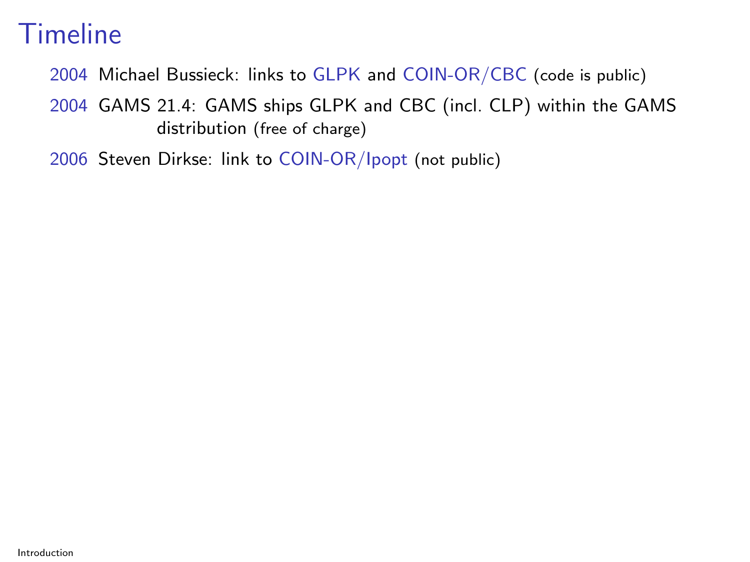# Timeline

2004 Michael Bussieck: links to GLPK and COIN-OR/CBC (code is public)

2004 GAMS 21.4: GAMS ships GLPK and CBC (incl. CLP) within the GAMS distribution (free of charge)

2006 Steven Dirkse: link to COIN-OR/Ipopt (not public)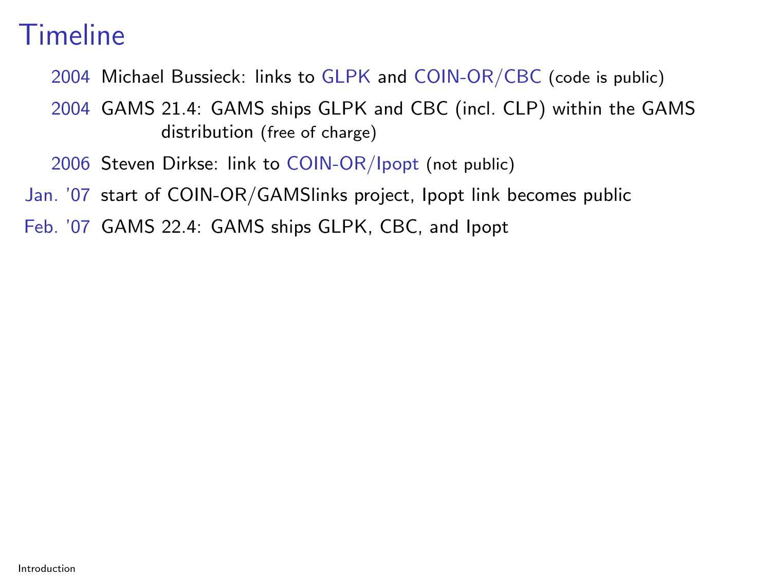# Timeline

- **2004** Michael Bussieck: links to GLPK and COIN-OR/CBC (code is public)
- **2004** GAMS 21.4: GAMS ships GLPK and CBC (incl. CLP) within the GAMS distribution (free of charge)
- **2006** Steven Dirkse: link to COIN-OR/Ipopt (not public)
- **Jan. '07** start of COIN-OR/GAMSlinks project, Ipopt link becomes public
- **Feb. '07** GAMS 22.4: GAMS ships GLPK, CBC, and Ipopt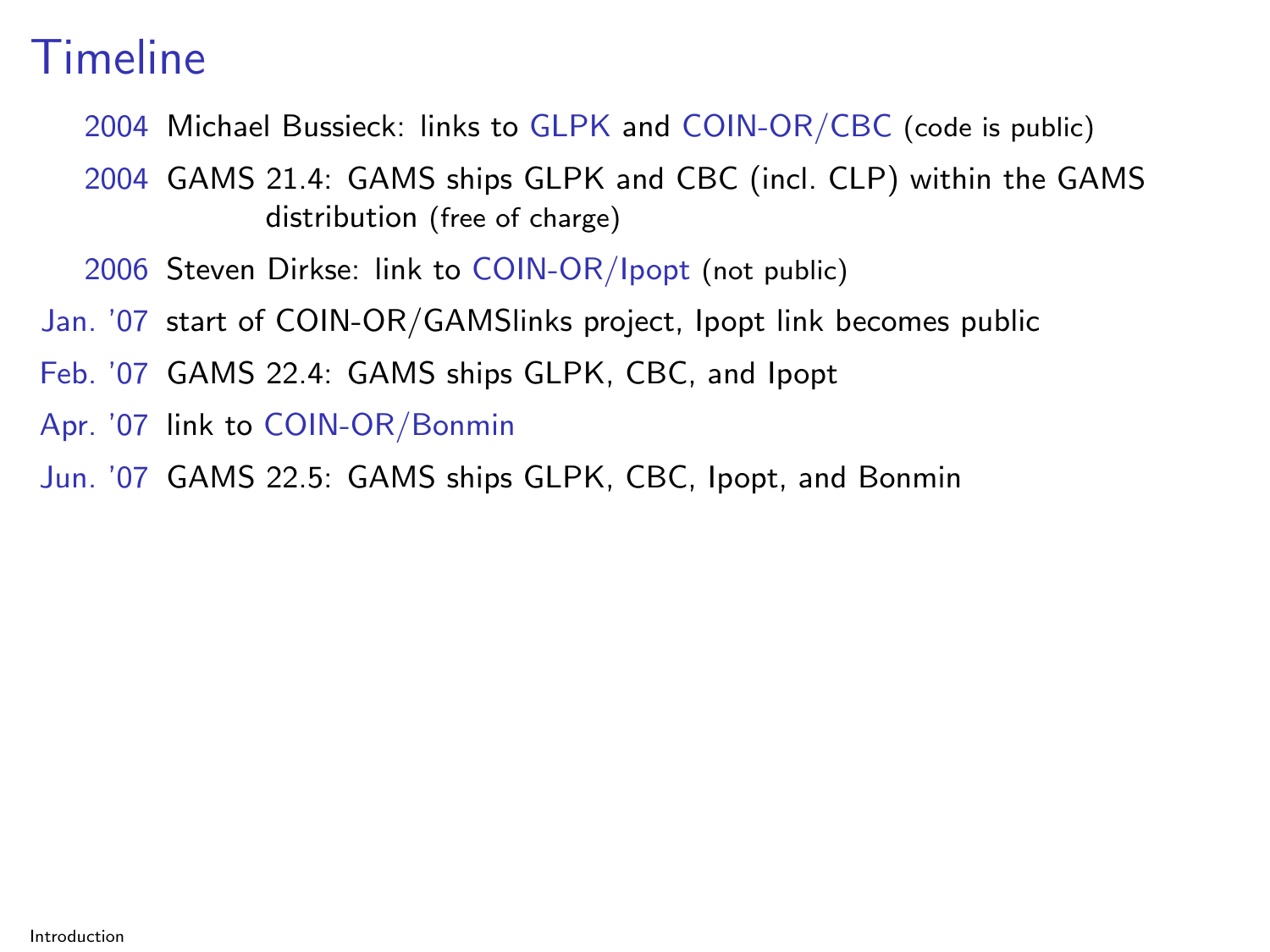# Timeline

- **2004** Michael Bussieck: links to GLPK and COIN-OR/CBC (code is public)
- **2004** GAMS 21.4: GAMS ships GLPK and CBC (incl. CLP) within the GAMS distribution (free of charge)
- **2006** Steven Dirkse: link to COIN-OR/Ipopt (not public)
- **Jan. '07** start of COIN-OR/GAMSlinks project, Ipopt link becomes public
- **Feb. '07** GAMS 22.4: GAMS ships GLPK, CBC, and Ipopt
- **Apr. '07** link to COIN-OR/Bonmin
- **Jun. '07** GAMS 22.5: GAMS ships GLPK, CBC, Ipopt, and Bonmin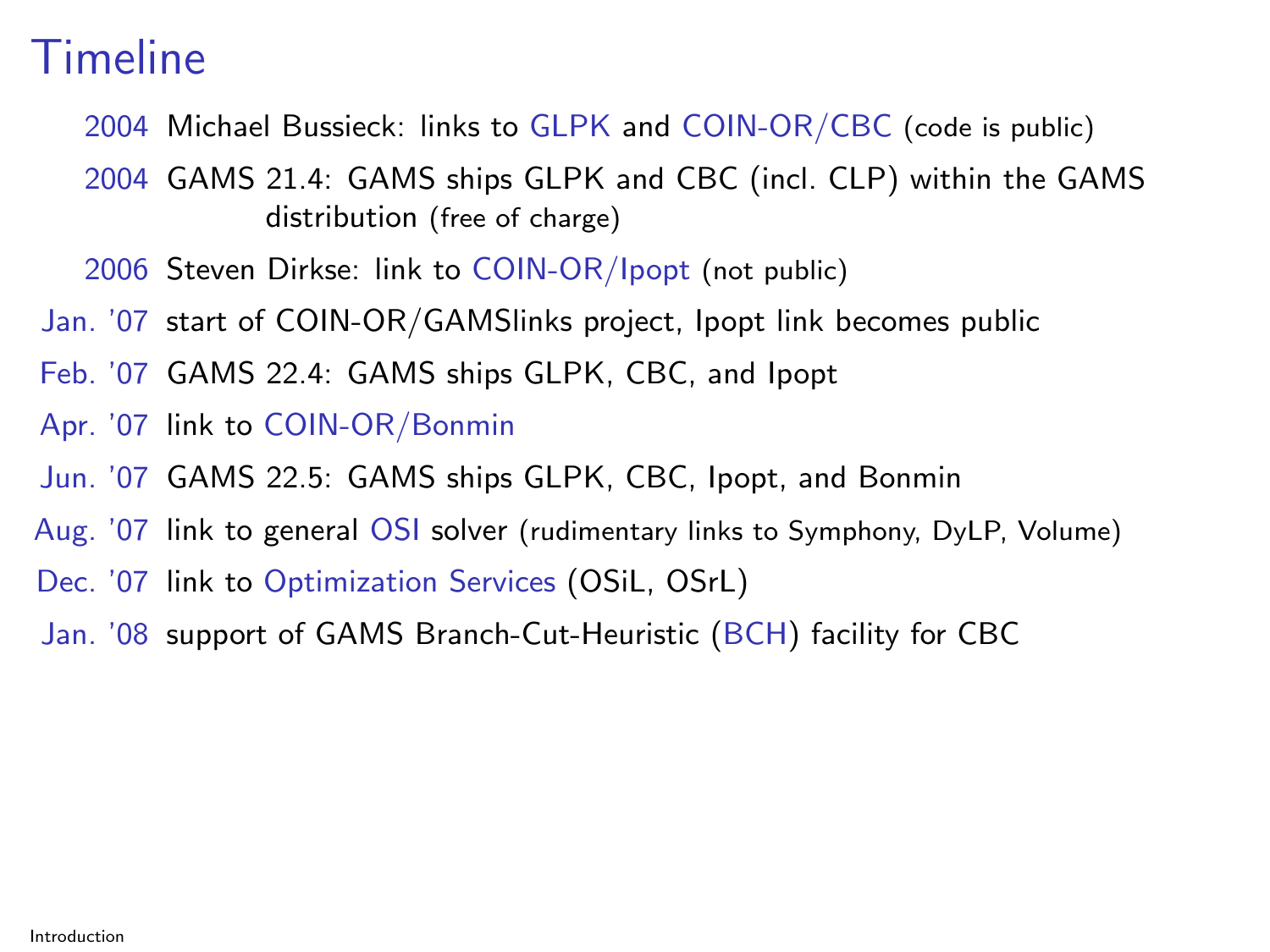# Timeline

- **2004** Michael Bussieck: links to GLPK and COIN-OR/CBC (code is public)
- **2004** GAMS 21.4: GAMS ships GLPK and CBC (incl. CLP) within the GAMS distribution (free of charge)
- **2006** Steven Dirkse: link to COIN-OR/Ipopt (not public)
- **Jan. '07** start of COIN-OR/GAMSlinks project, Ipopt link becomes public
- **Feb. '07** GAMS 22.4: GAMS ships GLPK, CBC, and Ipopt
- **Apr. '07** link to COIN-OR/Bonmin
- **Jun. '07** GAMS 22.5: GAMS ships GLPK, CBC, Ipopt, and Bonmin
- **Aug. '07** link to general OSI solver (rudimentary links to Symphony, DyLP, Volume)
- **Dec. '07** link to Optimization Services (OSiL, OSrL)
- **Jan. '08** support of GAMS Branch-Cut-Heuristic (BCH) facility for CBC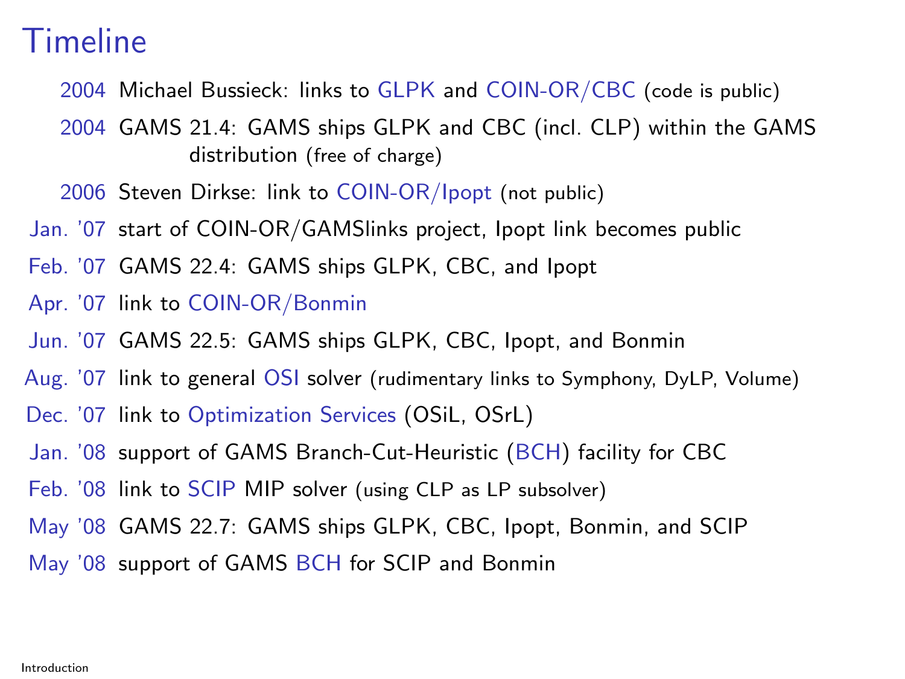# Timeline

- **2004** Michael Bussieck: links to GLPK and COIN-OR/CBC (code is public)
- **2004** GAMS 21.4: GAMS ships GLPK and CBC (incl. CLP) within the GAMS distribution (free of charge)
- **2006** Steven Dirkse: link to COIN-OR/Ipopt (not public)
- **Jan. '07** start of COIN-OR/GAMSlinks project, Ipopt link becomes public
- **Feb. '07** GAMS 22.4: GAMS ships GLPK, CBC, and Ipopt
- **Apr. '07** link to COIN-OR/Bonmin
- **Jun. '07** GAMS 22.5: GAMS ships GLPK, CBC, Ipopt, and Bonmin
- **Aug. '07** link to general OSI solver (rudimentary links to Symphony, DyLP, Volume)
- **Dec. '07** link to Optimization Services (OSiL, OSrL)
- **Jan. '08** support of GAMS Branch-Cut-Heuristic (BCH) facility for CBC
- **Feb. '08** link to SCIP MIP solver (using CLP as LP subsolver)
- **May '08** GAMS 22.7: GAMS ships GLPK, CBC, Ipopt, Bonmin, and SCIP
- **May '08** support of GAMS BCH for SCIP and Bonmin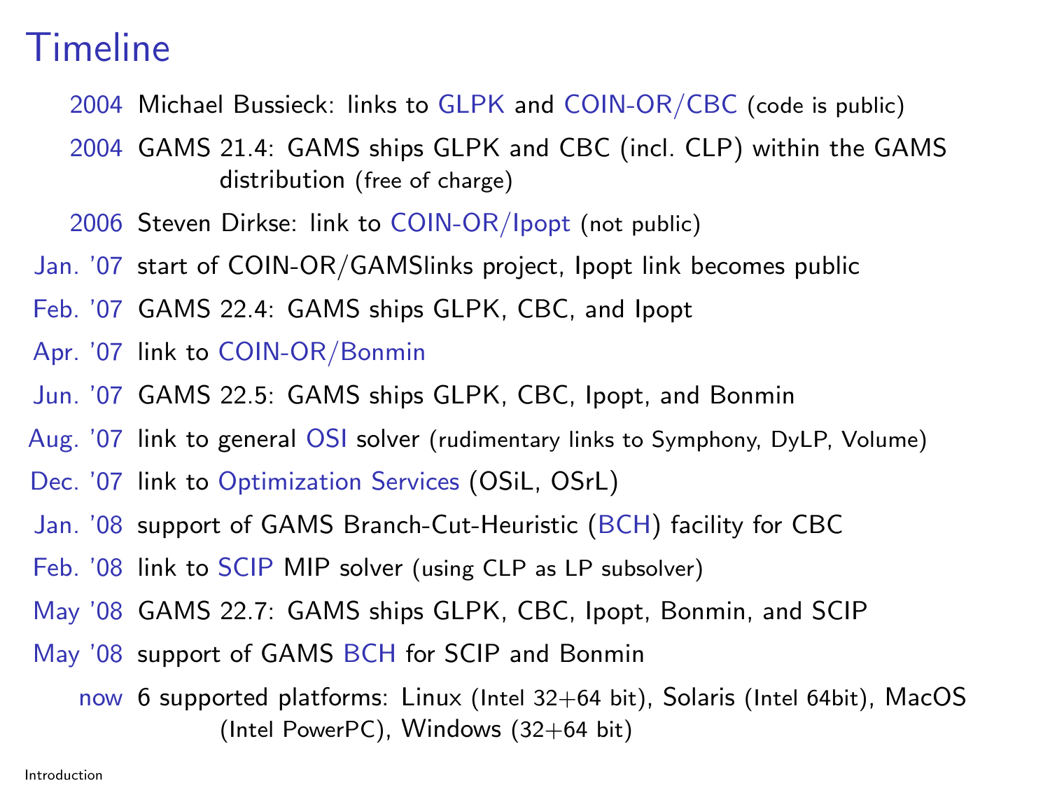# Timeline

- **2004** Michael Bussieck: links to GLPK and COIN-OR/CBC (code is public)
- **2004** GAMS 21.4: GAMS ships GLPK and CBC (incl. CLP) within the GAMS distribution (free of charge)
- **2006** Steven Dirkse: link to COIN-OR/Ipopt (not public)
- **Jan. '07** start of COIN-OR/GAMSlinks project, Ipopt link becomes public
- **Feb. '07** GAMS 22.4: GAMS ships GLPK, CBC, and Ipopt
- **Apr. '07** link to COIN-OR/Bonmin
- **Jun. '07** GAMS 22.5: GAMS ships GLPK, CBC, Ipopt, and Bonmin
- **Aug. '07** link to general OSI solver (rudimentary links to Symphony, DyLP, Volume)
- **Dec. '07** link to Optimization Services (OSiL, OSrL)
- **Jan. '08** support of GAMS Branch-Cut-Heuristic (BCH) facility for CBC
- **Feb. '08** link to SCIP MIP solver (using CLP as LP subsolver)
- **May '08** GAMS 22.7: GAMS ships GLPK, CBC, Ipopt, Bonmin, and SCIP
- **May '08** support of GAMS BCH for SCIP and Bonmin
- **now** 6 supported platforms: Linux (Intel 32+64 bit), Solaris (Intel 64bit), MacOS (Intel PowerPC), Windows (32+64 bit)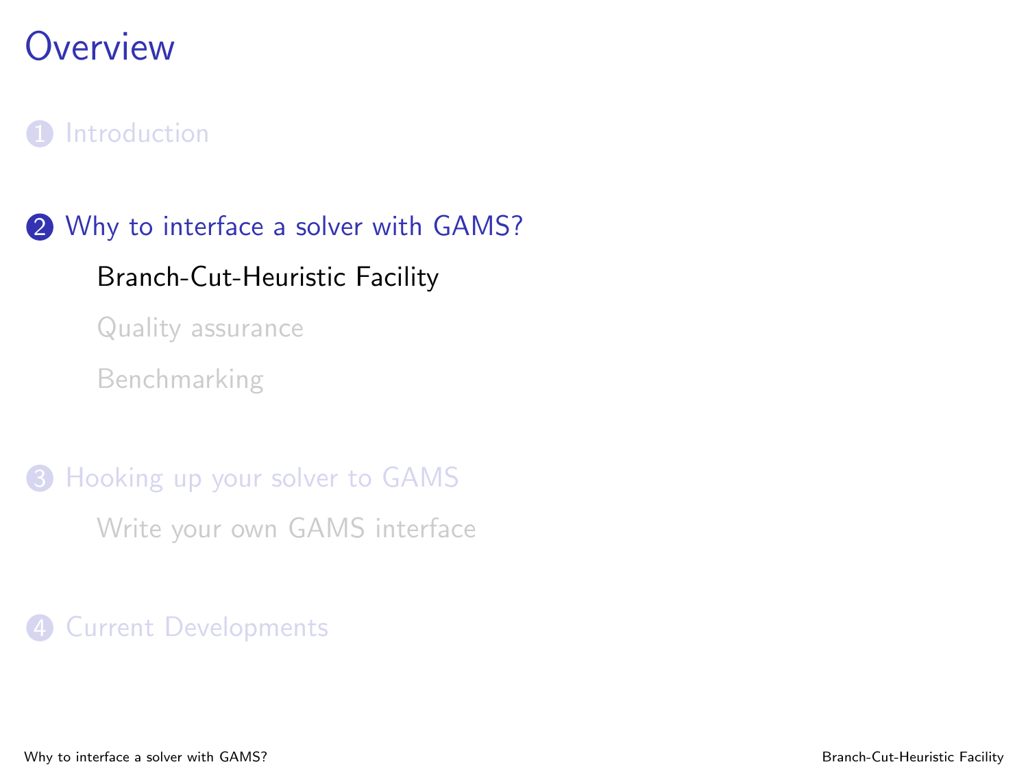# Overview

1. Introduction

2. Why to interface a solver with GAMS?
   - Branch-Cut-Heuristic Facility
   - Quality assurance
   - Benchmarking

3. Hooking up your solver to GAMS
   - Write your own GAMS interface

4. Current Developments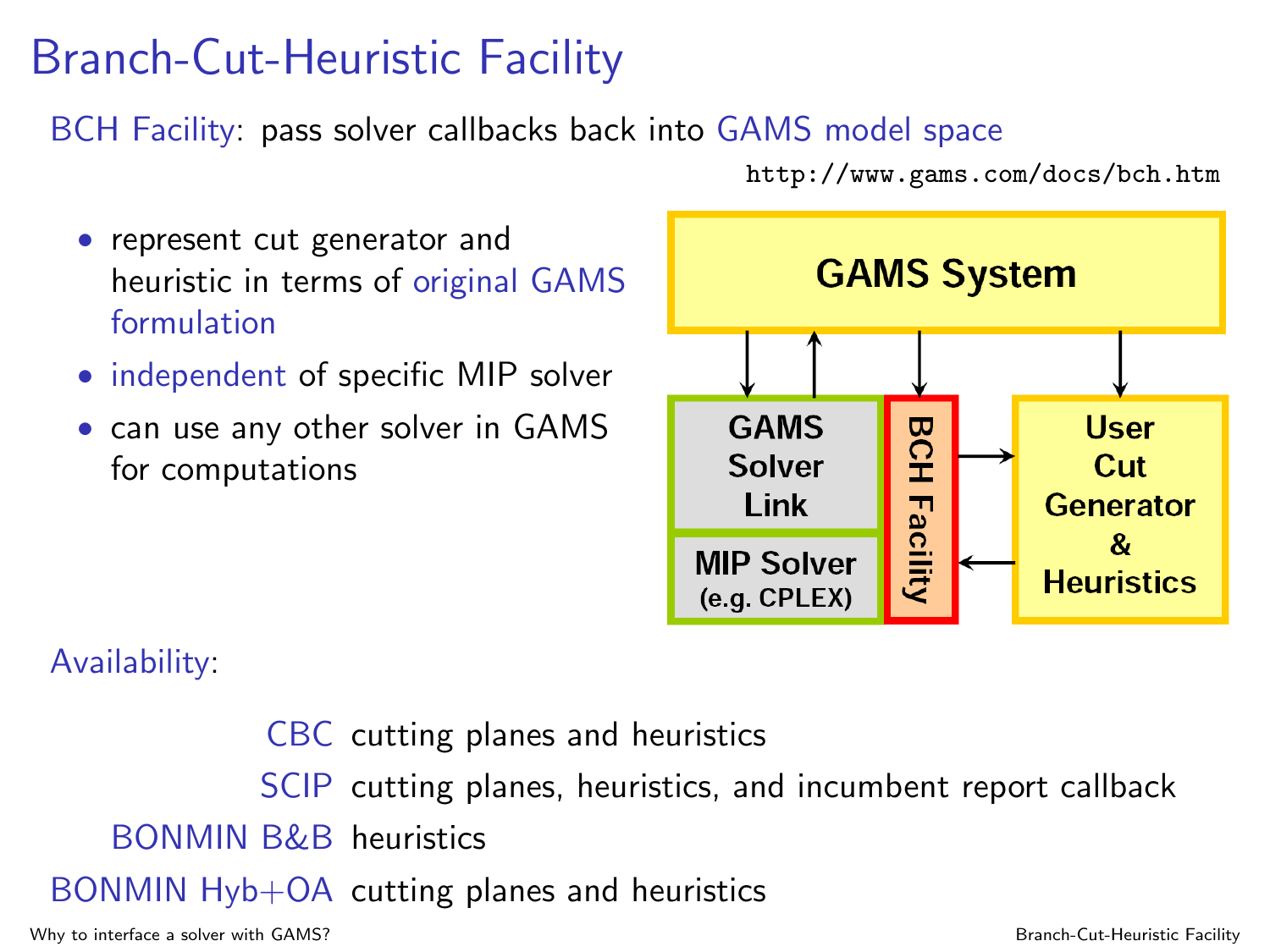# Branch-Cut-Heuristic Facility

BCH Facility: pass solver callbacks back into GAMS model space

http://www.gams.com/docs/bch.htm

- represent cut generator and heuristic in terms of original GAMS formulation
- independent of specific MIP solver
- can use any other solver in GAMS for computations

GAMS System

GAMS Solver Link

MIP Solver (e.g. CPLEX)

BCH Facility

User Cut Generator & Heuristics

Availability:

| | |
|---|---|
| CBC | cutting planes and heuristics |
| SCIP | cutting planes, heuristics, and incumbent report callback |
| BONMIN B&B | heuristics |
| BONMIN Hyb+OA | cutting planes and heuristics |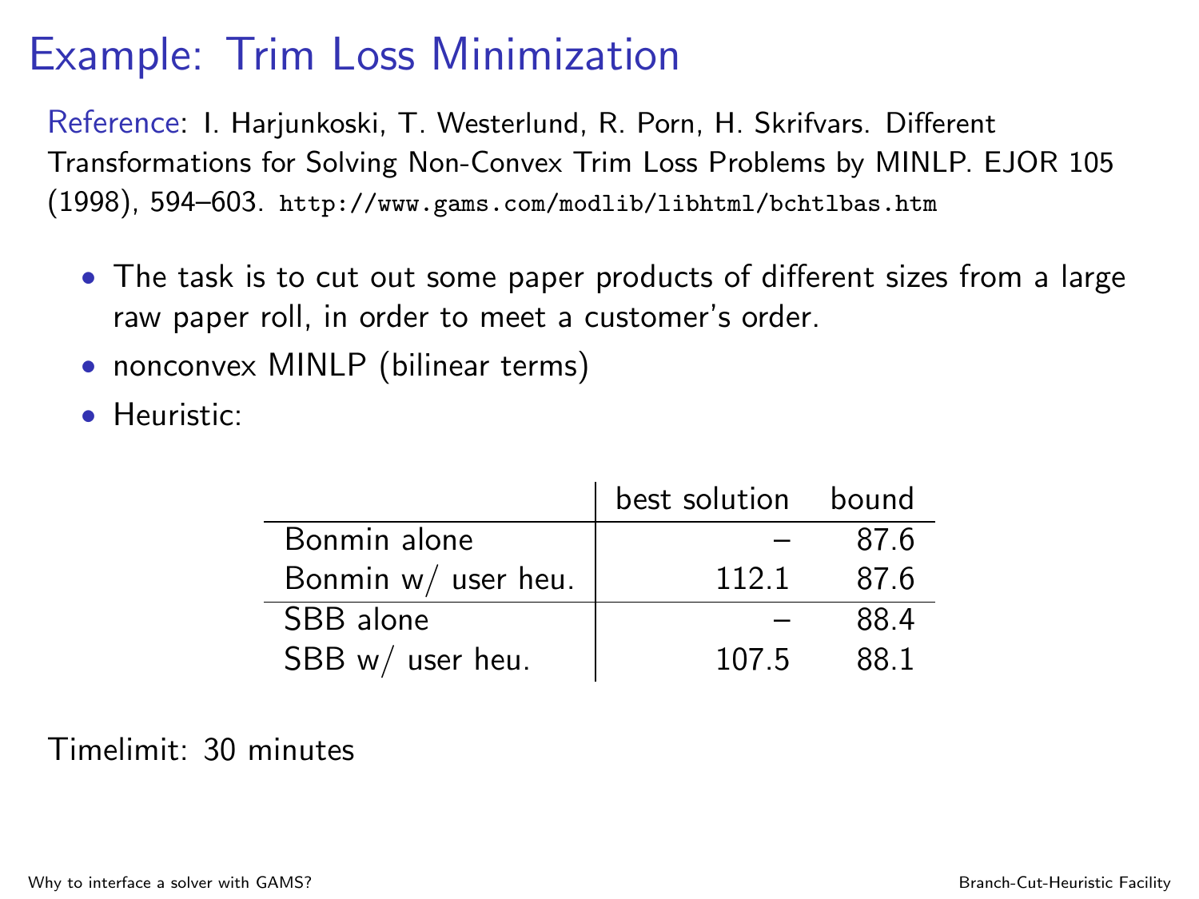# Example: Trim Loss Minimization

Reference: I. Harjunkoski, T. Westerlund, R. Porn, H. Skrifvars. Different Transformations for Solving Non-Convex Trim Loss Problems by MINLP. EJOR 105 (1998), 594–603. `http://www.gams.com/modlib/libhtml/bchtlbas.htm`

- The task is to cut out some paper products of different sizes from a large raw paper roll, in order to meet a customer's order.
- nonconvex MINLP (bilinear terms)
- Heuristic:

| | best solution | bound |
|---|---|---|
| Bonmin alone | – | 87.6 |
| Bonmin w/ user heu. | 112.1 | 87.6 |
| SBB alone | – | 88.4 |
| SBB w/ user heu. | 107.5 | 88.1 |

Timelimit: 30 minutes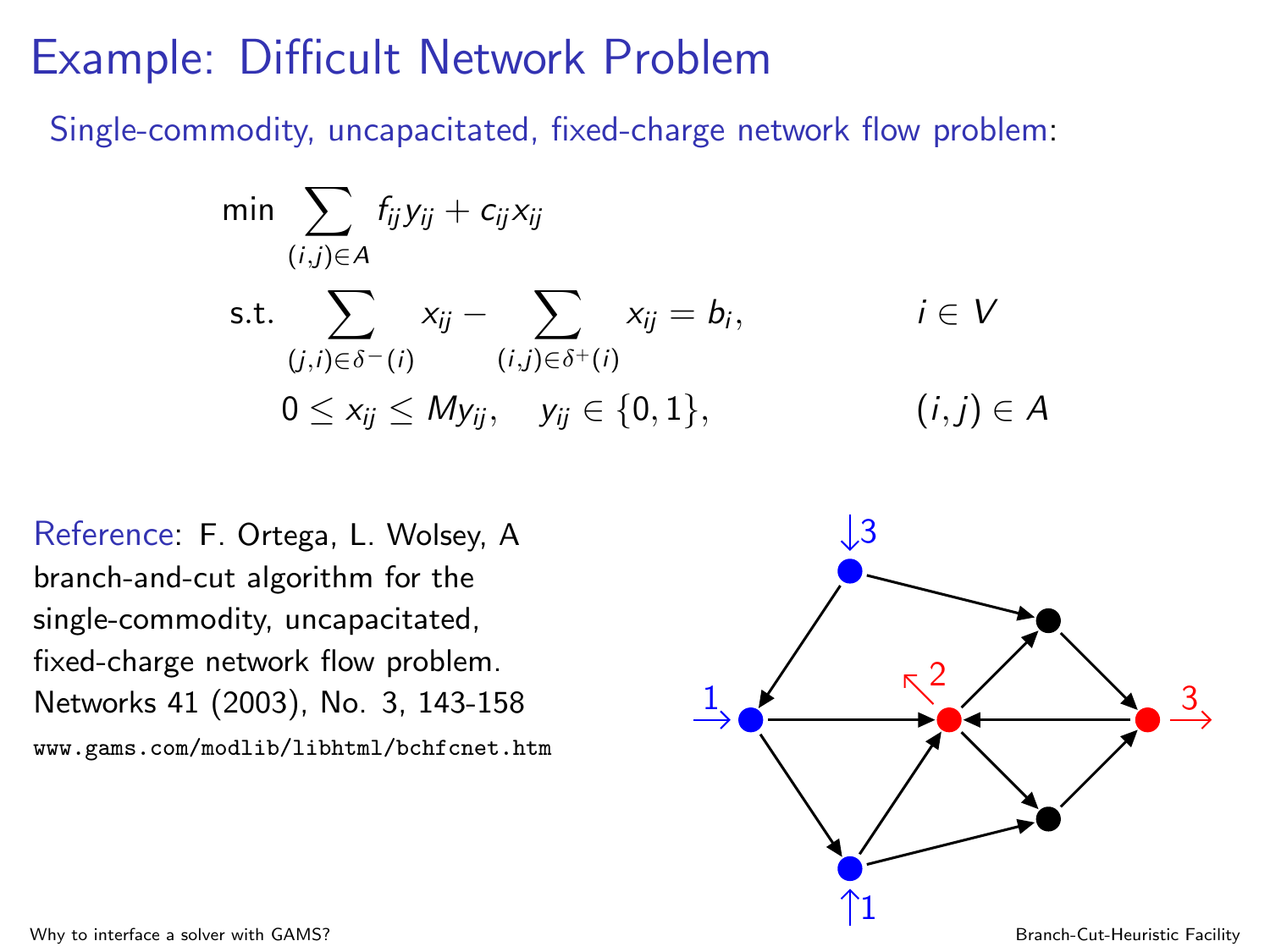# Example: Difficult Network Problem

Single-commodity, uncapacitated, fixed-charge network flow problem:

$$
\begin{aligned}
\min \; & \sum_{(i,j)\in A} f_{ij} y_{ij} + c_{ij} x_{ij} \\
\text{s.t.} \; & \sum_{(j,i)\in\delta^-(i)} x_{ij} - \sum_{(i,j)\in\delta^+(i)} x_{ij} = b_i, && i \in V \\
& 0 \le x_{ij} \le M y_{ij}, \quad y_{ij} \in \{0,1\}, && (i,j) \in A
\end{aligned}
$$

Reference: F. Ortega, L. Wolsey, A branch-and-cut algorithm for the single-commodity, uncapacitated, fixed-charge network flow problem. Networks 41 (2003), No. 3, 143-158

`www.gams.com/modlib/libhtml/bchfcnet.htm`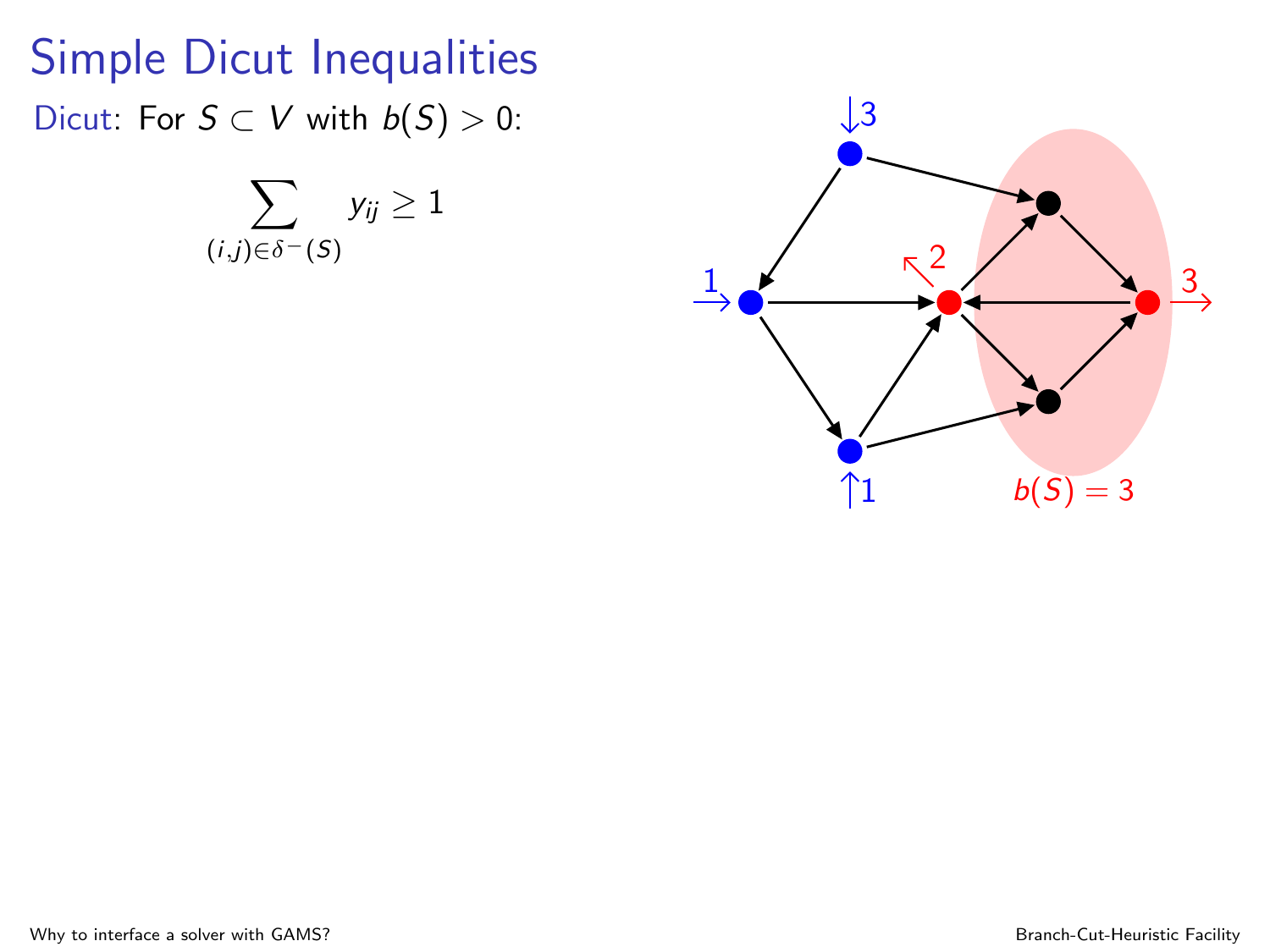# Simple Dicut Inequalities

Dicut: For $S \subset V$ with $b(S) > 0$:

$$\sum_{(i,j) \in \delta^-(S)} y_{ij} \geq 1$$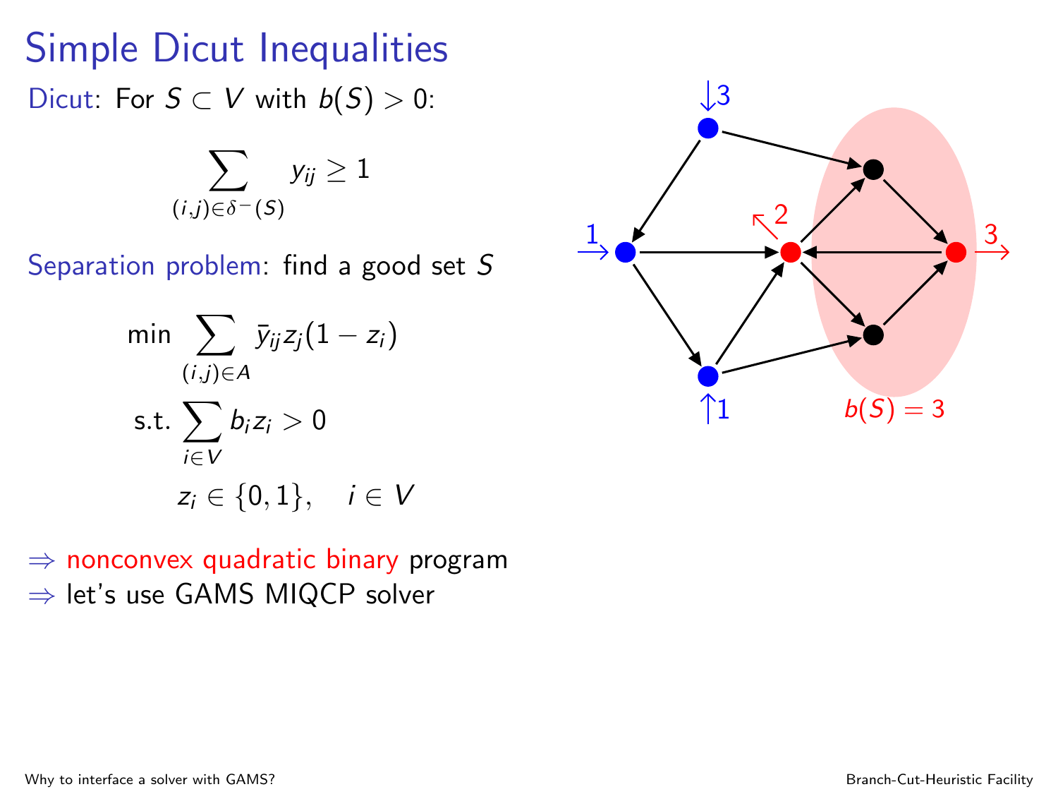# Simple Dicut Inequalities

Dicut: For $S \subset V$ with $b(S) > 0$:

$$\sum_{(i,j)\in\delta^-(S)} y_{ij} \geq 1$$

Separation problem: find a good set $S$

$$\min \sum_{(i,j)\in A} \bar{y}_{ij} z_j (1 - z_i)$$

$$\text{s.t.} \sum_{i \in V} b_i z_i > 0$$

$$z_i \in \{0,1\}, \quad i \in V$$

$\Rightarrow$ nonconvex quadratic binary program

$\Rightarrow$ let's use GAMS MIQCP solver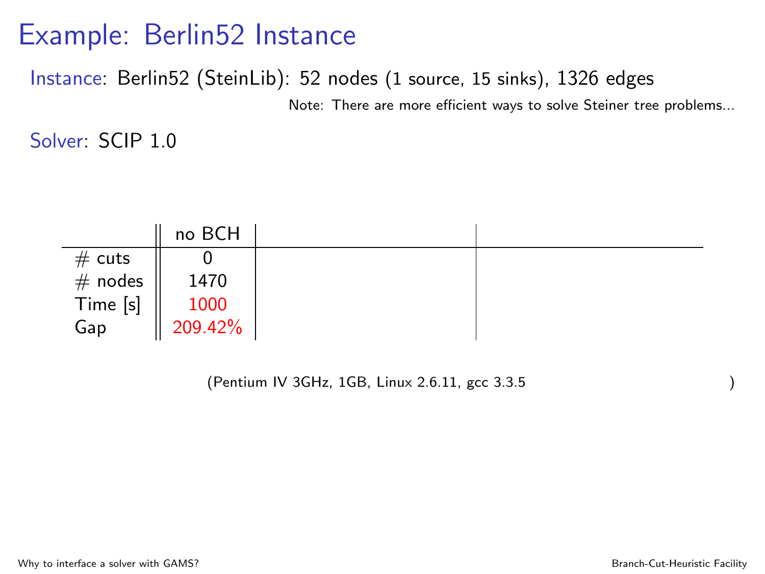# Example: Berlin52 Instance

Instance: Berlin52 (SteinLib): 52 nodes (1 source, 15 sinks), 1326 edges

Note: There are more efficient ways to solve Steiner tree problems...

Solver: SCIP 1.0

| | no BCH | | |
|---|---|---|---|
| # cuts | 0 | | |
| # nodes | 1470 | | |
| Time [s] | 1000 | | |
| Gap | 209.42% | | |

(Pentium IV 3GHz, 1GB, Linux 2.6.11, gcc 3.3.5 )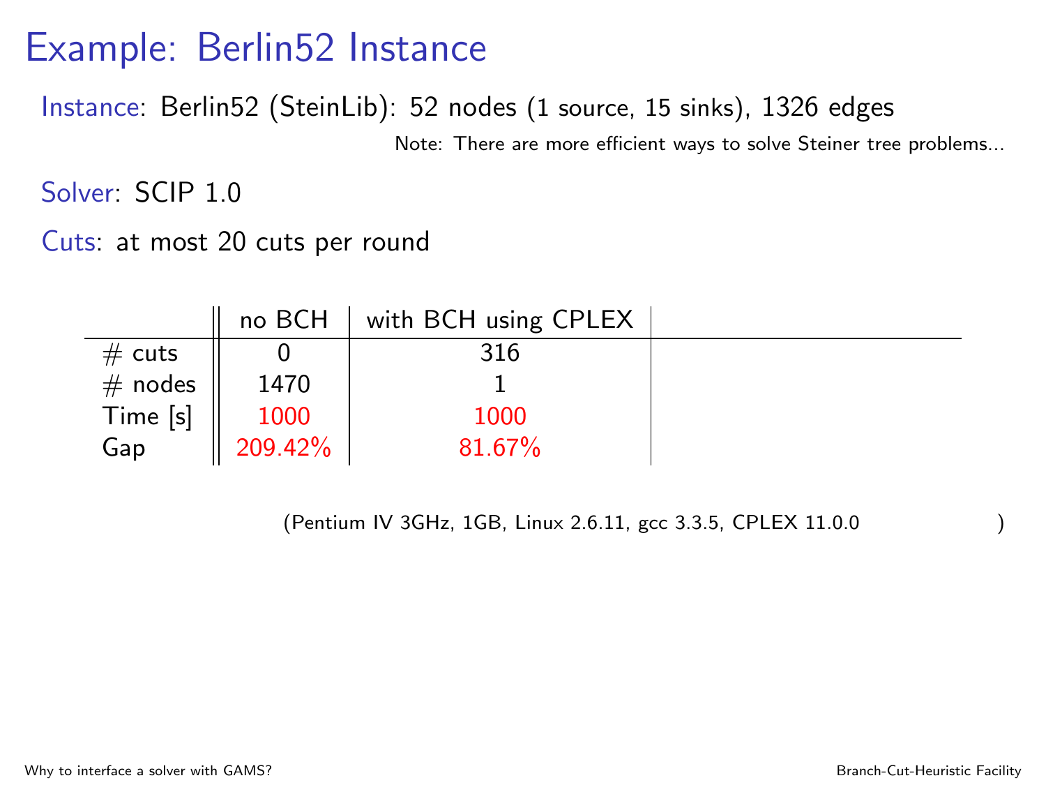# Example: Berlin52 Instance

Instance: Berlin52 (SteinLib): 52 nodes (1 source, 15 sinks), 1326 edges

Note: There are more efficient ways to solve Steiner tree problems...

Solver: SCIP 1.0

Cuts: at most 20 cuts per round

| | no BCH | with BCH using CPLEX |
|---|---|---|
| # cuts | 0 | 316 |
| # nodes | 1470 | 1 |
| Time [s] | 1000 | 1000 |
| Gap | 209.42% | 81.67% |

(Pentium IV 3GHz, 1GB, Linux 2.6.11, gcc 3.3.5, CPLEX 11.0.0 )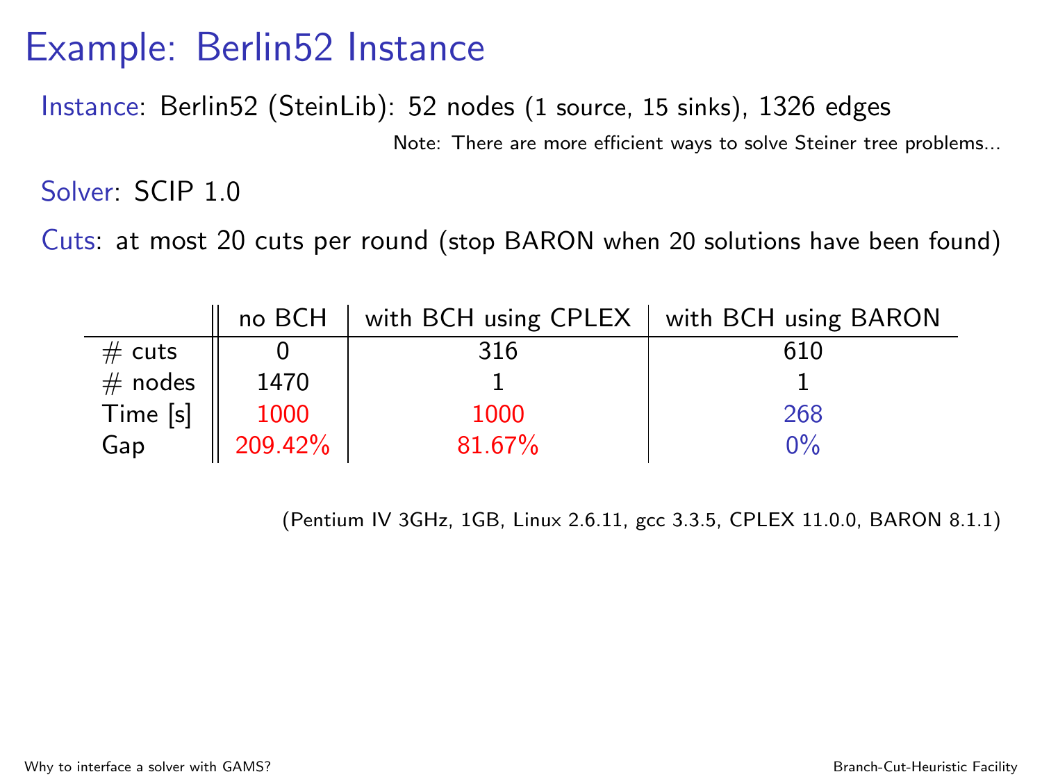# Example: Berlin52 Instance

Instance: Berlin52 (SteinLib): 52 nodes (1 source, 15 sinks), 1326 edges

Note: There are more efficient ways to solve Steiner tree problems...

Solver: SCIP 1.0

Cuts: at most 20 cuts per round (stop BARON when 20 solutions have been found)

| | no BCH | with BCH using CPLEX | with BCH using BARON |
|---|---|---|---|
| # cuts | 0 | 316 | 610 |
| # nodes | 1470 | 1 | 1 |
| Time [s] | 1000 | 1000 | 268 |
| Gap | 209.42% | 81.67% | 0% |

(Pentium IV 3GHz, 1GB, Linux 2.6.11, gcc 3.3.5, CPLEX 11.0.0, BARON 8.1.1)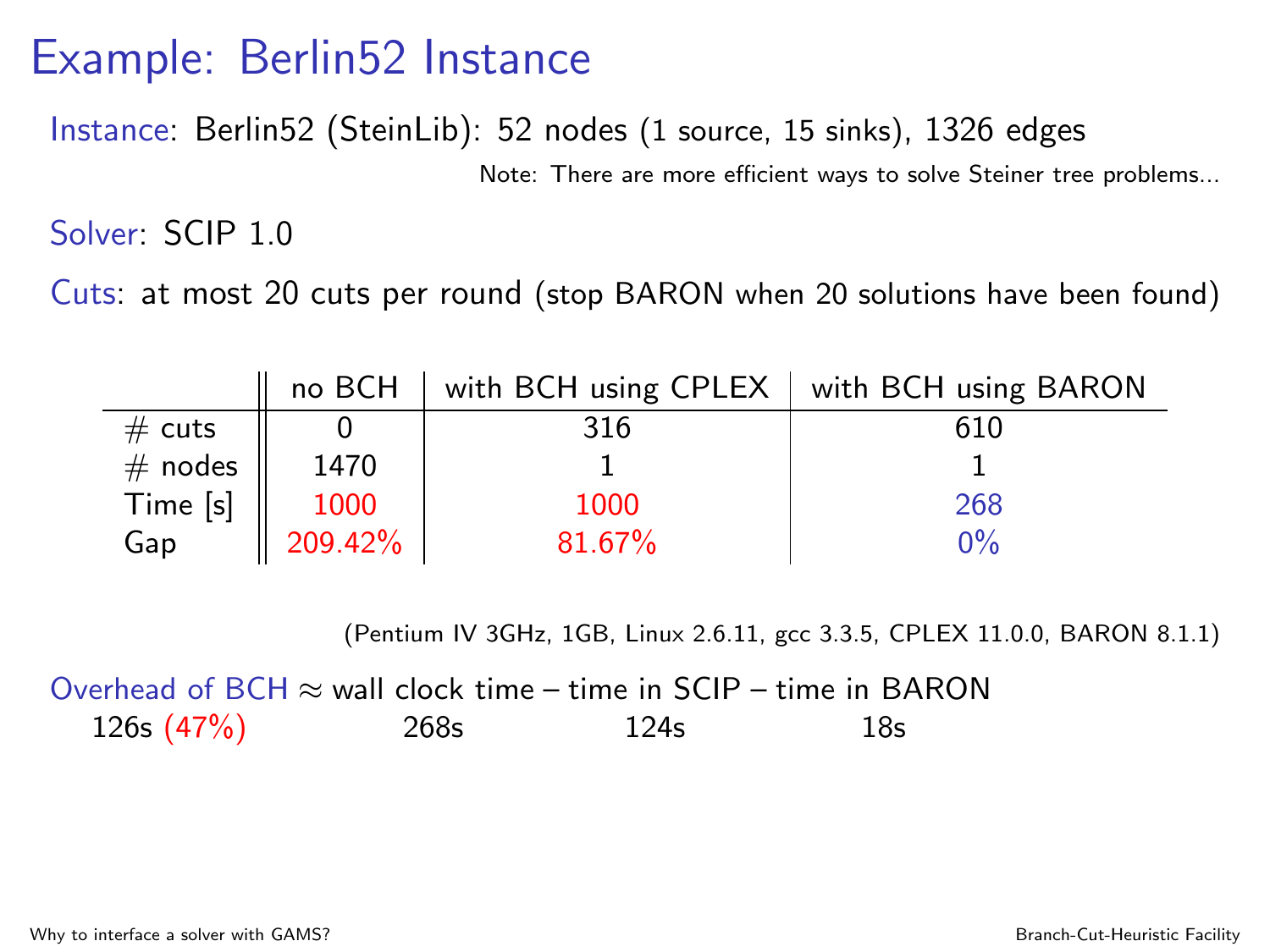# Example: Berlin52 Instance

Instance: Berlin52 (SteinLib): 52 nodes (1 source, 15 sinks), 1326 edges

Note: There are more efficient ways to solve Steiner tree problems...

Solver: SCIP 1.0

Cuts: at most 20 cuts per round (stop BARON when 20 solutions have been found)

| | no BCH | with BCH using CPLEX | with BCH using BARON |
|---|---|---|---|
| # cuts | 0 | 316 | 610 |
| # nodes | 1470 | 1 | 1 |
| Time [s] | 1000 | 1000 | 268 |
| Gap | 209.42% | 81.67% | 0% |

(Pentium IV 3GHz, 1GB, Linux 2.6.11, gcc 3.3.5, CPLEX 11.0.0, BARON 8.1.1)

Overhead of BCH ≈ wall clock time – time in SCIP – time in BARON

| Overhead of BCH | wall clock time | time in SCIP | time in BARON |
|---|---|---|---|
| 126s (47%) | 268s | 124s | 18s |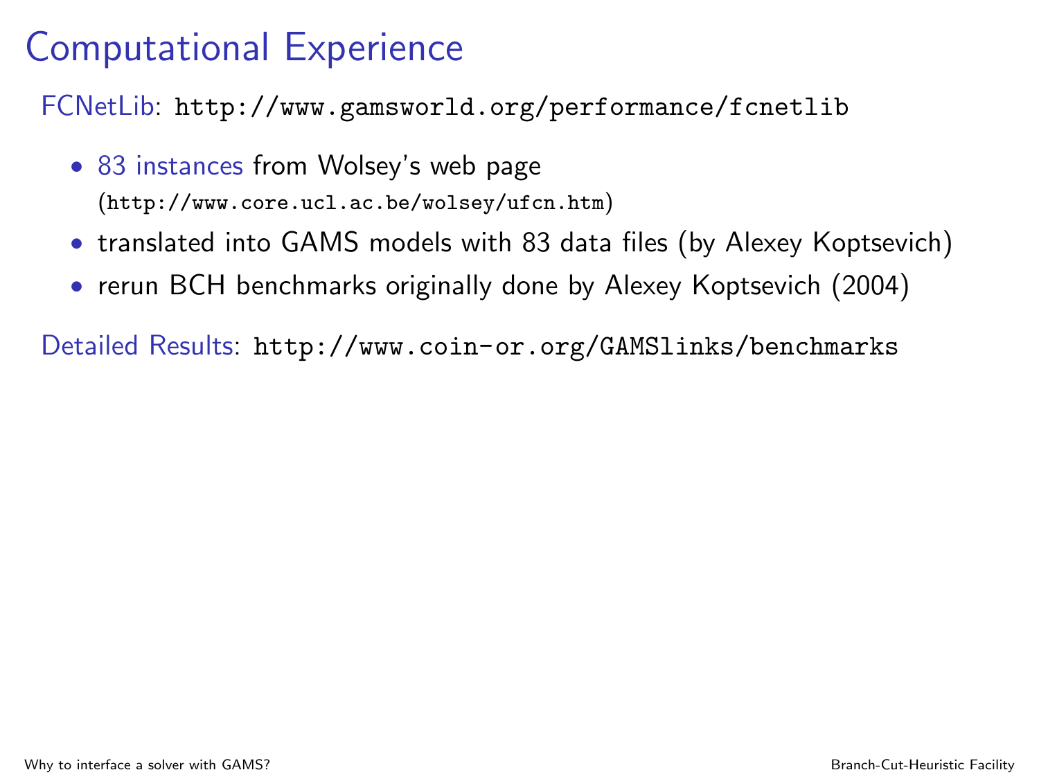# Computational Experience

FCNetLib: `http://www.gamsworld.org/performance/fcnetlib`

- 83 instances from Wolsey's web page (`http://www.core.ucl.ac.be/wolsey/ufcn.htm`)
- translated into GAMS models with 83 data files (by Alexey Koptsevich)
- rerun BCH benchmarks originally done by Alexey Koptsevich (2004)

Detailed Results: `http://www.coin-or.org/GAMSlinks/benchmarks`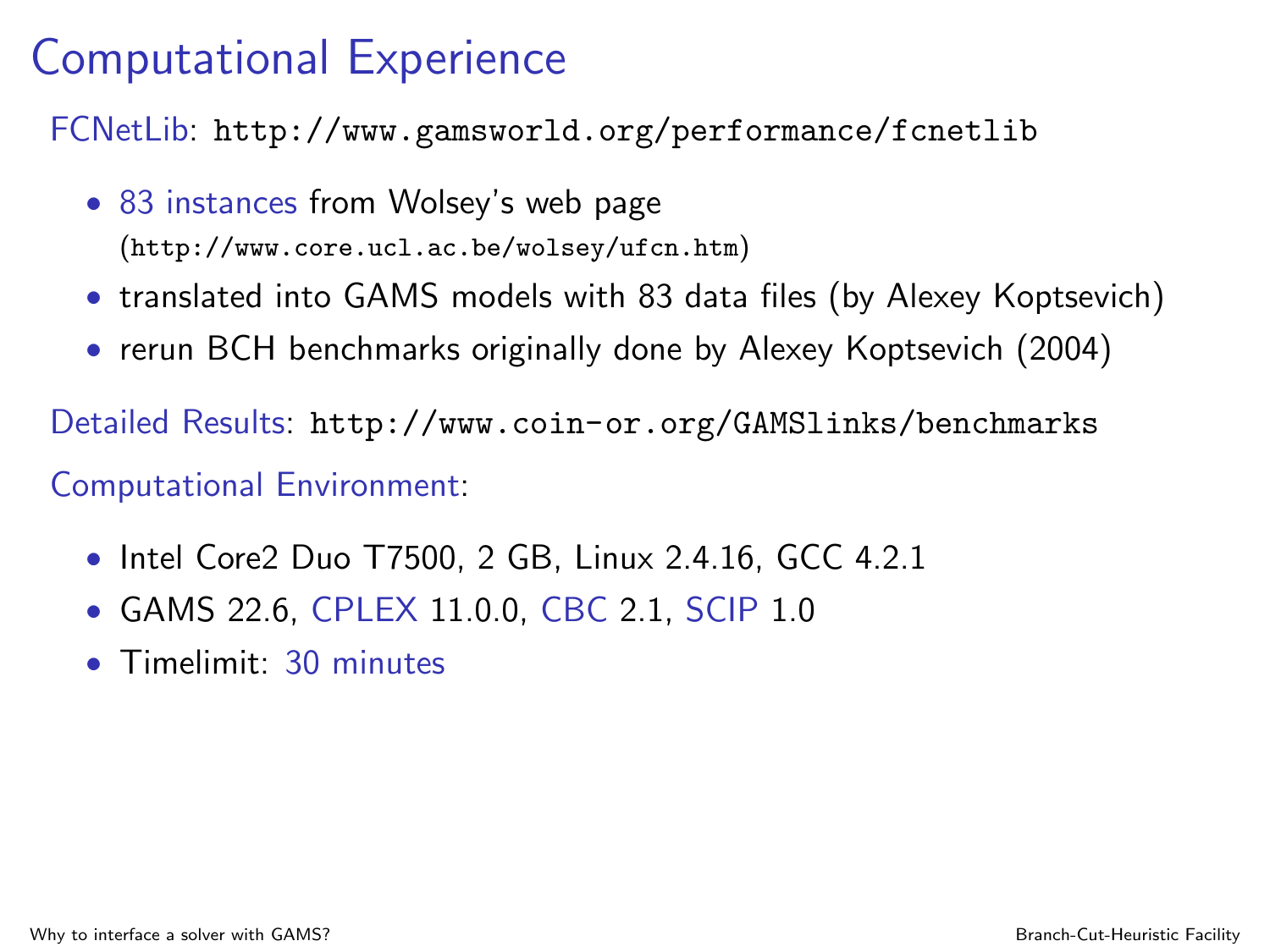# Computational Experience

FCNetLib: `http://www.gamsworld.org/performance/fcnetlib`

- 83 instances from Wolsey's web page (`http://www.core.ucl.ac.be/wolsey/ufcn.htm`)
- translated into GAMS models with 83 data files (by Alexey Koptsevich)
- rerun BCH benchmarks originally done by Alexey Koptsevich (2004)

Detailed Results: `http://www.coin-or.org/GAMSlinks/benchmarks`

Computational Environment:

- Intel Core2 Duo T7500, 2 GB, Linux 2.4.16, GCC 4.2.1
- GAMS 22.6, CPLEX 11.0.0, CBC 2.1, SCIP 1.0
- Timelimit: 30 minutes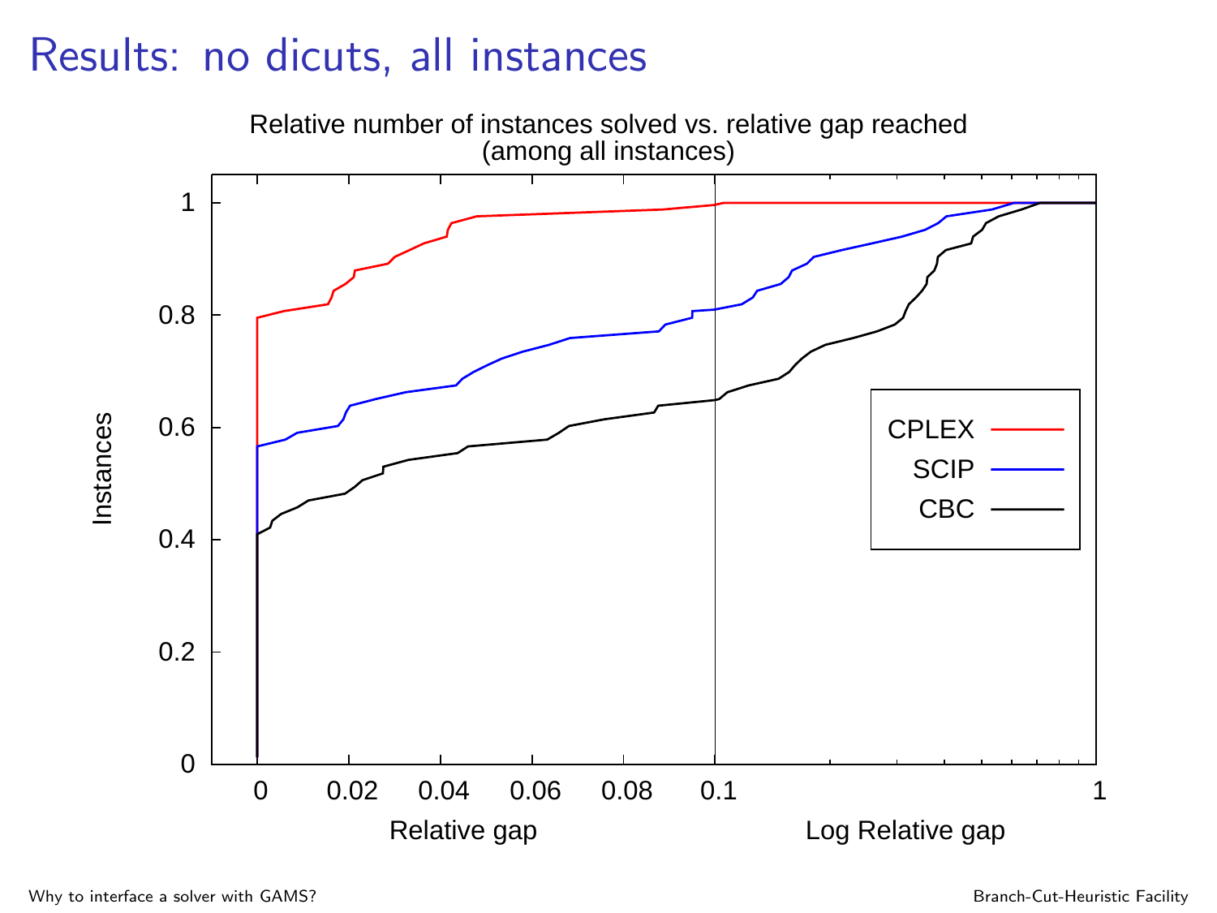# Results: no dicuts, all instances

Relative number of instances solved vs. relative gap reached
(among all instances)

Instances

0, 0.2, 0.4, 0.6, 0.8, 1

0, 0.02, 0.04, 0.06, 0.08, 0.1, 1

Relative gap | Log Relative gap

CPLEX
SCIP
CBC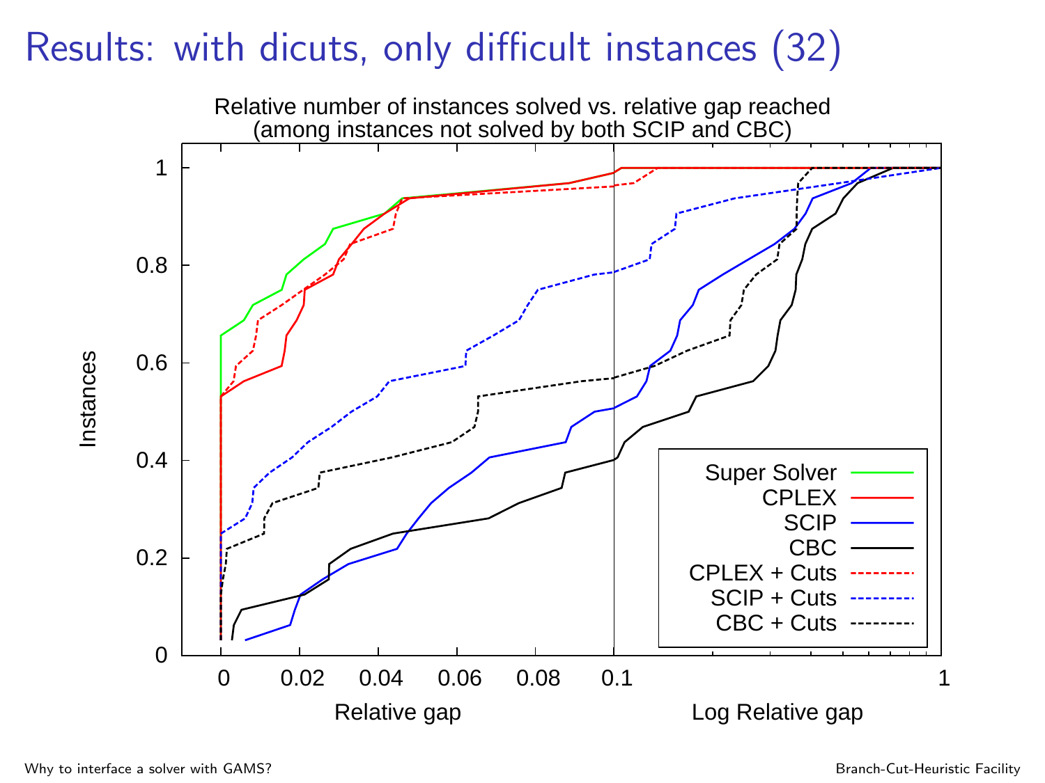# Results: with dicuts, only difficult instances (32)

Relative number of instances solved vs. relative gap reached
(among instances not solved by both SCIP and CBC)

Instances

Relative gap | Log Relative gap

Legend: Super Solver, CPLEX, SCIP, CBC, CPLEX + Cuts, SCIP + Cuts, CBC + Cuts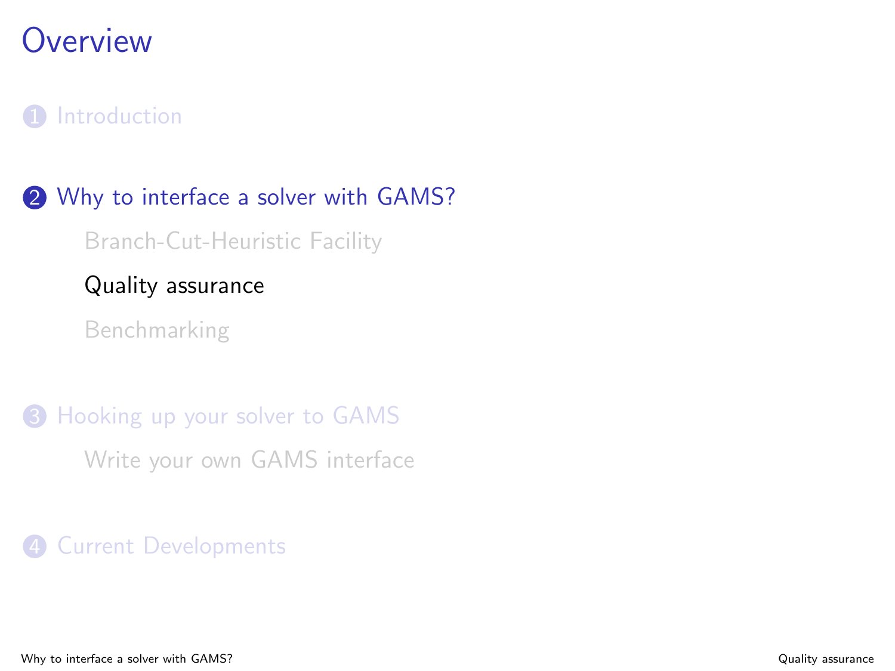# Overview

1. Introduction

2. Why to interface a solver with GAMS?
   - Branch-Cut-Heuristic Facility
   - Quality assurance
   - Benchmarking

3. Hooking up your solver to GAMS
   - Write your own GAMS interface

4. Current Developments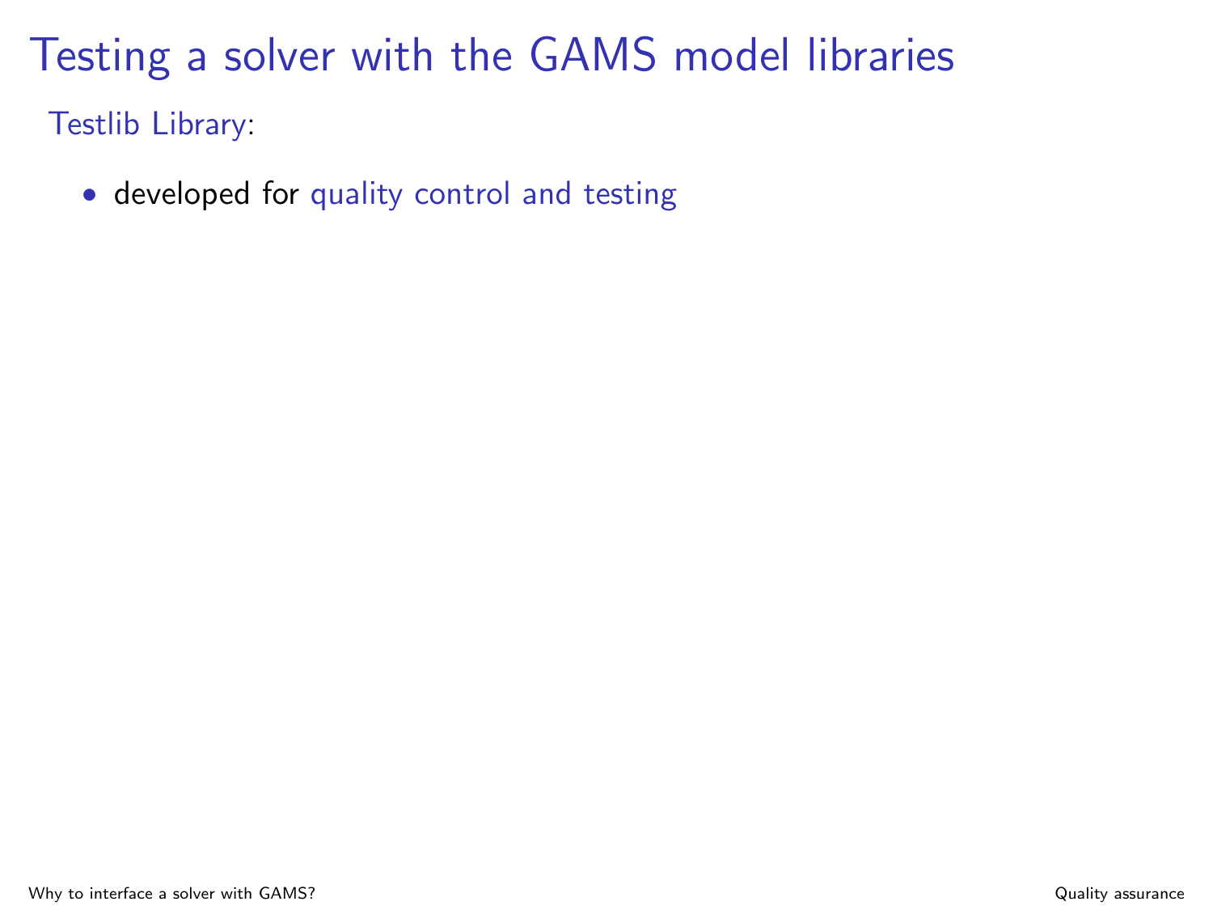# Testing a solver with the GAMS model libraries

Testlib Library:

- developed for quality control and testing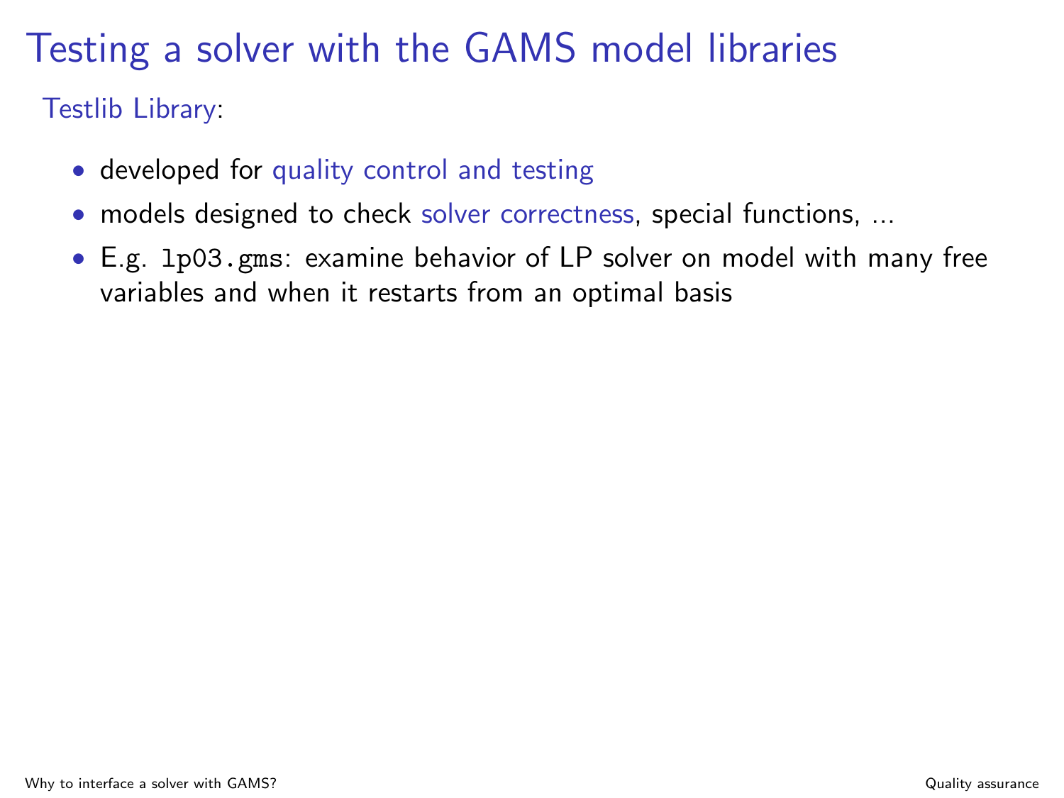# Testing a solver with the GAMS model libraries

Testlib Library:

- developed for quality control and testing
- models designed to check solver correctness, special functions, ...
- E.g. `lp03.gms`: examine behavior of LP solver on model with many free variables and when it restarts from an optimal basis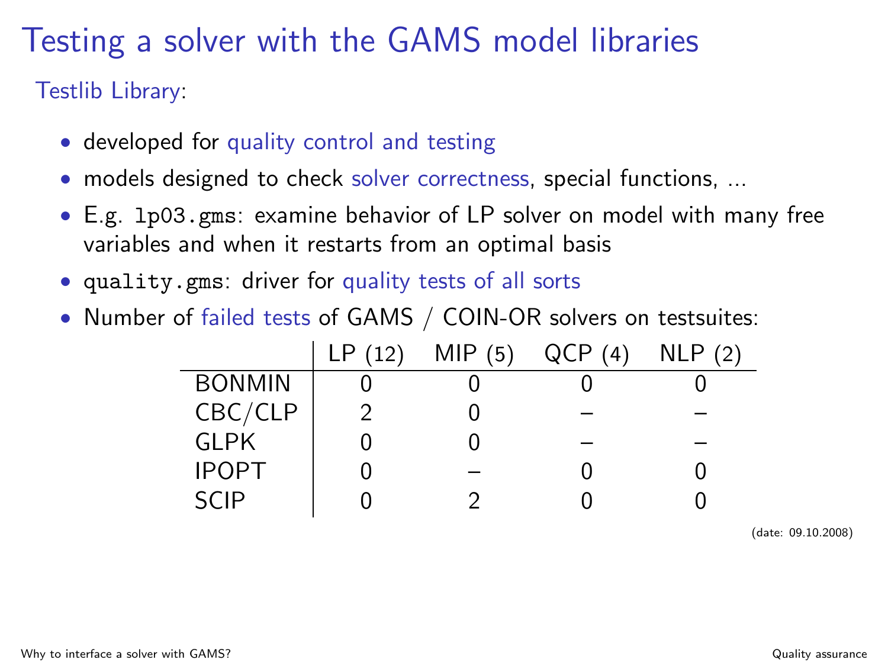# Testing a solver with the GAMS model libraries

Testlib Library:

- developed for quality control and testing
- models designed to check solver correctness, special functions, ...
- E.g. `lp03.gms`: examine behavior of LP solver on model with many free variables and when it restarts from an optimal basis
- `quality.gms`: driver for quality tests of all sorts
- Number of failed tests of GAMS / COIN-OR solvers on testsuites:

| | LP (12) | MIP (5) | QCP (4) | NLP (2) |
|---|---|---|---|---|
| BONMIN | 0 | 0 | 0 | 0 |
| CBC/CLP | 2 | 0 | – | – |
| GLPK | 0 | 0 | – | – |
| IPOPT | 0 | – | 0 | 0 |
| SCIP | 0 | 2 | 0 | 0 |

(date: 09.10.2008)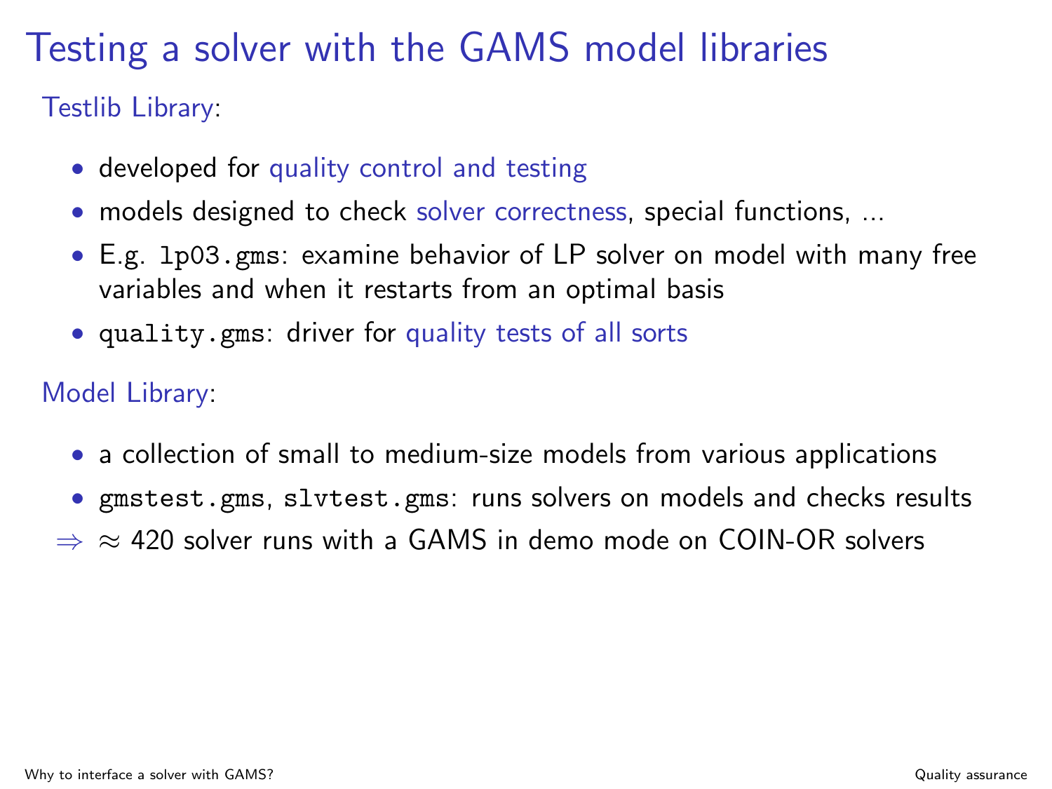# Testing a solver with the GAMS model libraries

Testlib Library:

- developed for quality control and testing
- models designed to check solver correctness, special functions, ...
- E.g. `lp03.gms`: examine behavior of LP solver on model with many free variables and when it restarts from an optimal basis
- `quality.gms`: driver for quality tests of all sorts

Model Library:

- a collection of small to medium-size models from various applications
- `gmstest.gms`, `slvtest.gms`: runs solvers on models and checks results

$\Rightarrow$ $\approx$ 420 solver runs with a GAMS in demo mode on COIN-OR solvers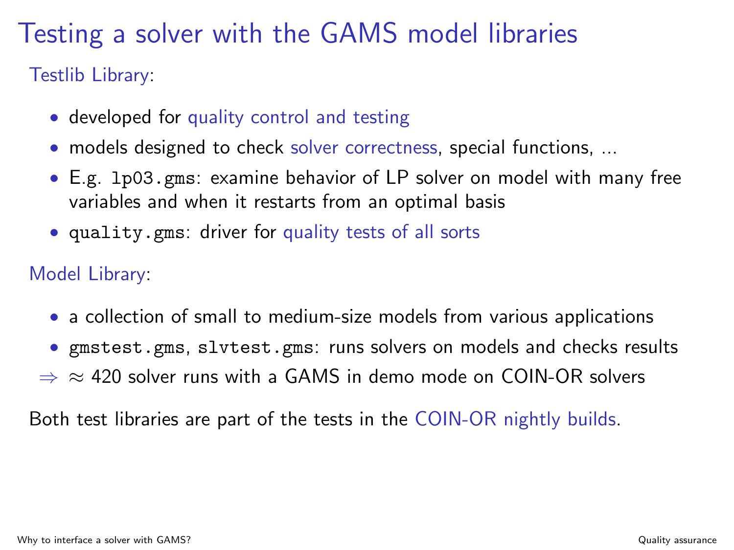# Testing a solver with the GAMS model libraries

**Testlib Library:**

- developed for quality control and testing
- models designed to check solver correctness, special functions, ...
- E.g. `lp03.gms`: examine behavior of LP solver on model with many free variables and when it restarts from an optimal basis
- `quality.gms`: driver for quality tests of all sorts

**Model Library:**

- a collection of small to medium-size models from various applications
- `gmstest.gms`, `slvtest.gms`: runs solvers on models and checks results

$\Rightarrow$ $\approx$ 420 solver runs with a GAMS in demo mode on COIN-OR solvers

Both test libraries are part of the tests in the COIN-OR nightly builds.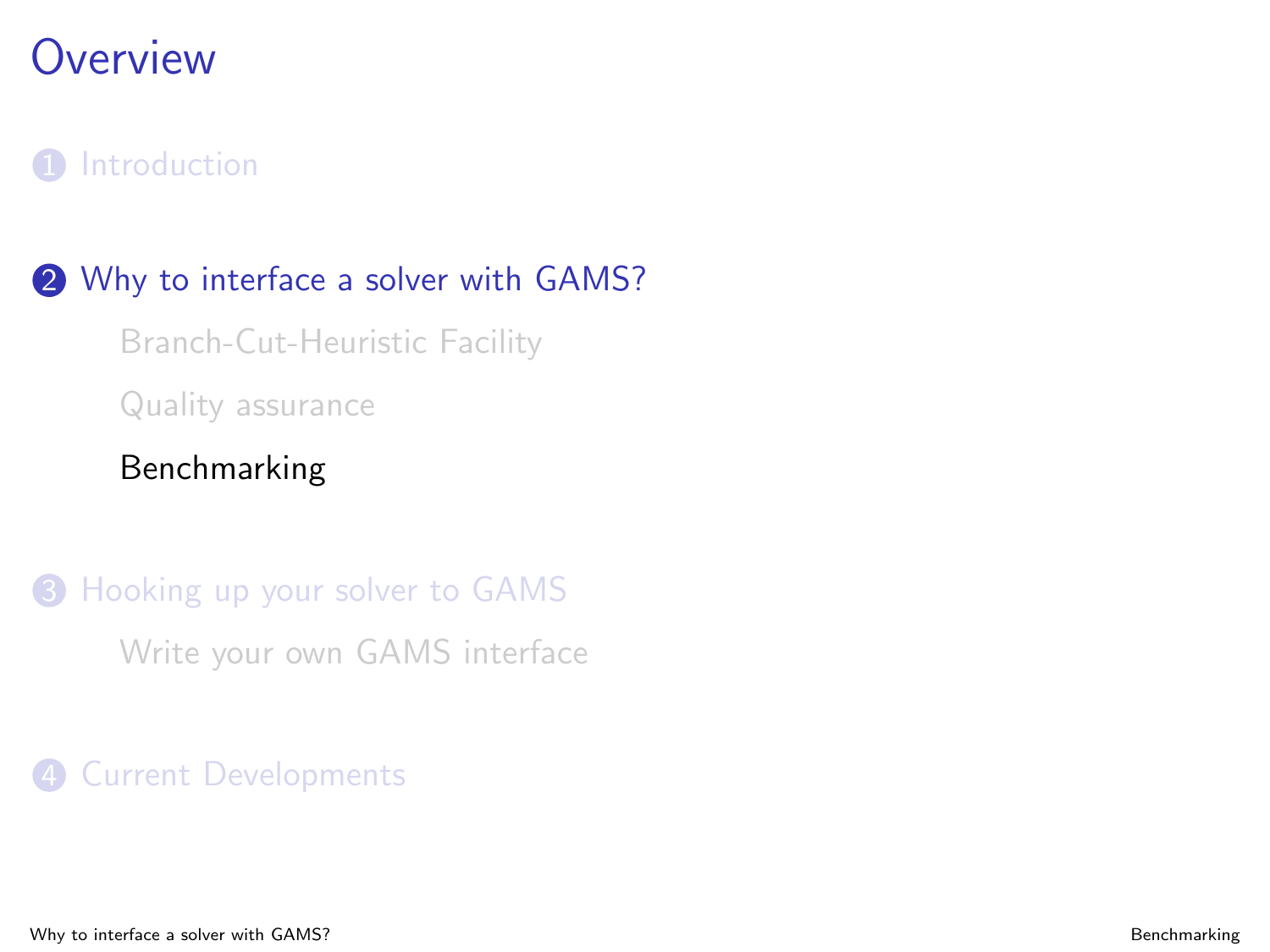# Overview

1. Introduction

2. Why to interface a solver with GAMS?
   - Branch-Cut-Heuristic Facility
   - Quality assurance
   - Benchmarking

3. Hooking up your solver to GAMS
   - Write your own GAMS interface

4. Current Developments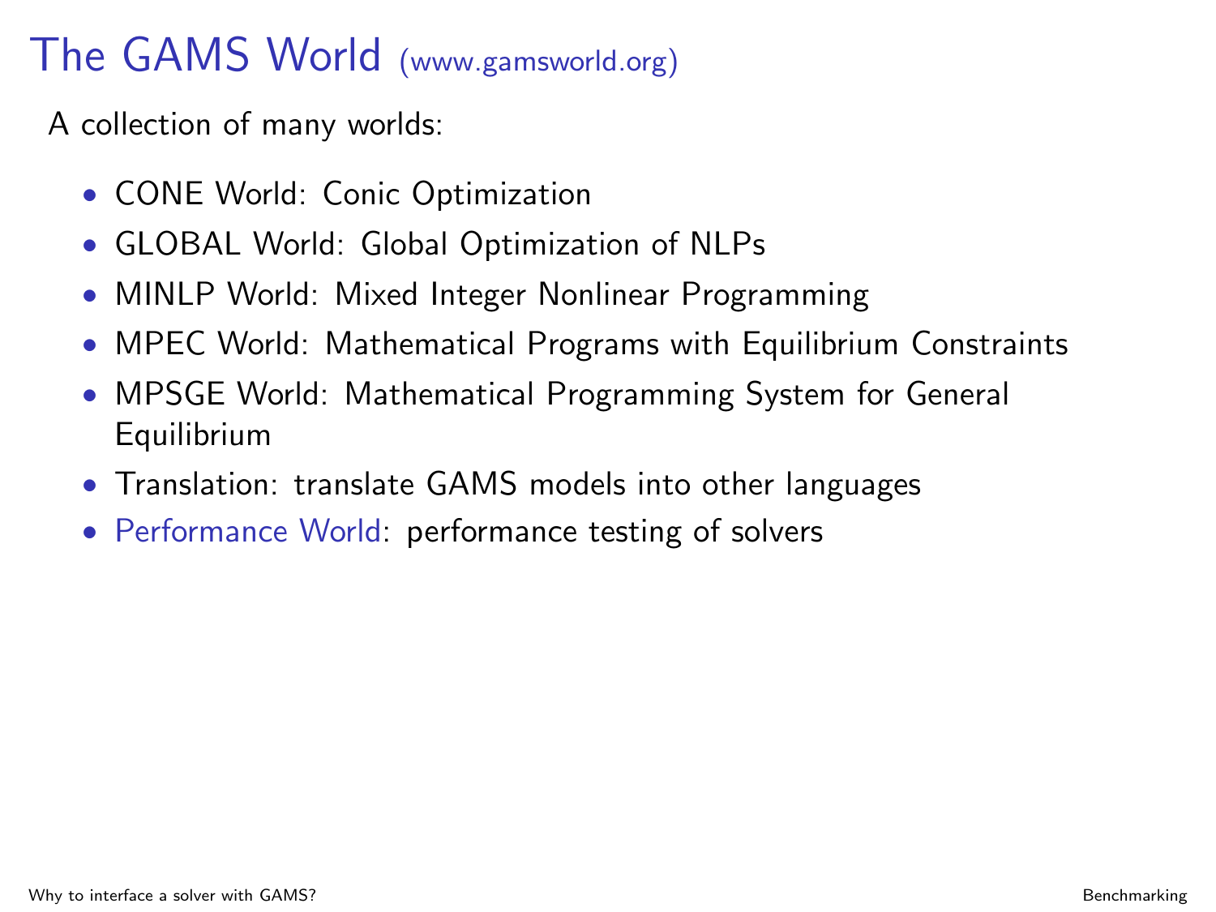# The GAMS World (www.gamsworld.org)

A collection of many worlds:

- CONE World: Conic Optimization
- GLOBAL World: Global Optimization of NLPs
- MINLP World: Mixed Integer Nonlinear Programming
- MPEC World: Mathematical Programs with Equilibrium Constraints
- MPSGE World: Mathematical Programming System for General Equilibrium
- Translation: translate GAMS models into other languages
- Performance World: performance testing of solvers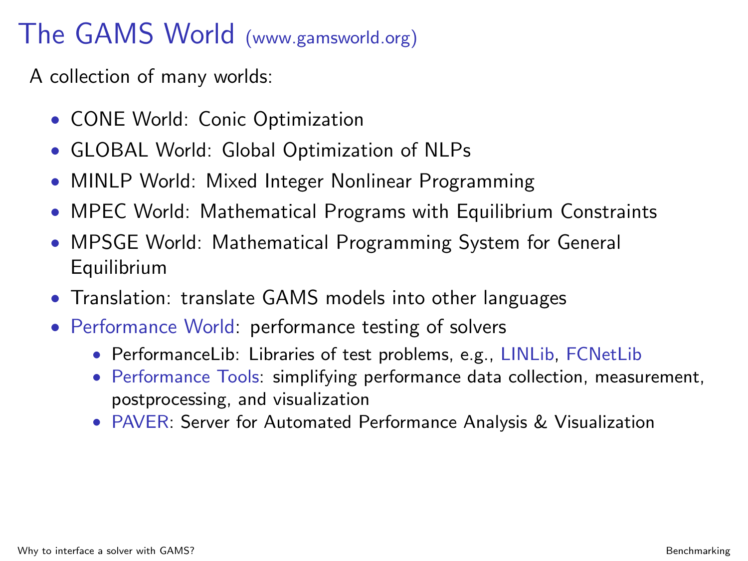# The GAMS World (www.gamsworld.org)

A collection of many worlds:

- CONE World: Conic Optimization
- GLOBAL World: Global Optimization of NLPs
- MINLP World: Mixed Integer Nonlinear Programming
- MPEC World: Mathematical Programs with Equilibrium Constraints
- MPSGE World: Mathematical Programming System for General Equilibrium
- Translation: translate GAMS models into other languages
- Performance World: performance testing of solvers
  - PerformanceLib: Libraries of test problems, e.g., LINLib, FCNetLib
  - Performance Tools: simplifying performance data collection, measurement, postprocessing, and visualization
  - PAVER: Server for Automated Performance Analysis & Visualization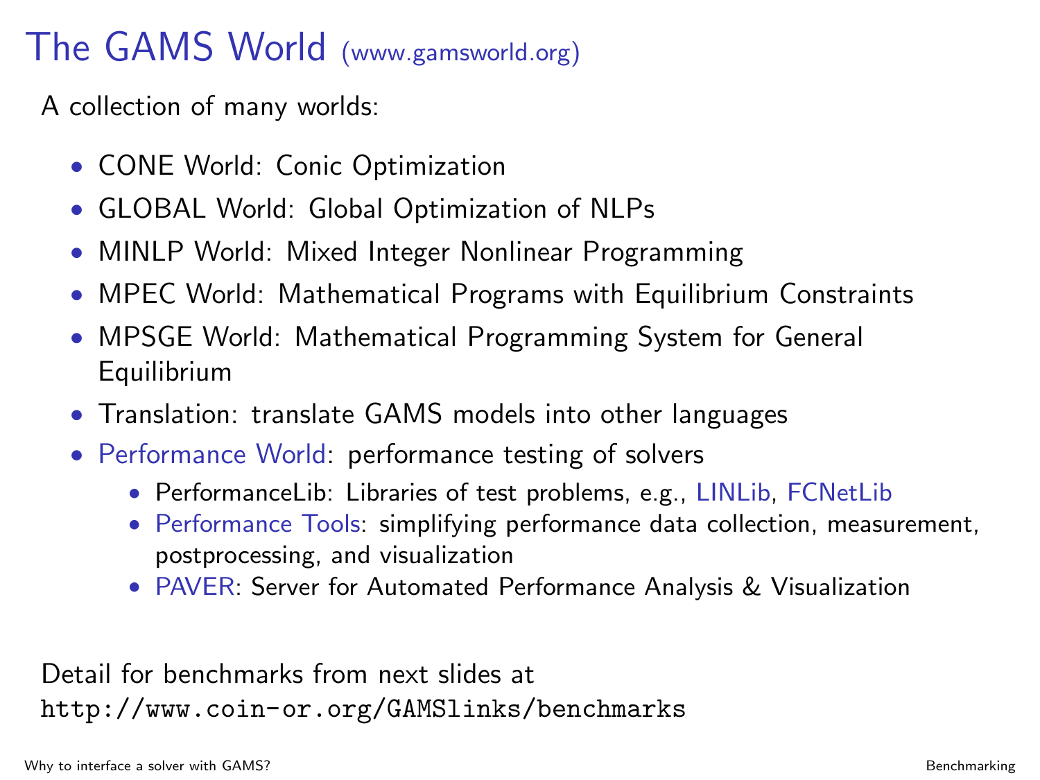# The GAMS World (www.gamsworld.org)

A collection of many worlds:

- CONE World: Conic Optimization
- GLOBAL World: Global Optimization of NLPs
- MINLP World: Mixed Integer Nonlinear Programming
- MPEC World: Mathematical Programs with Equilibrium Constraints
- MPSGE World: Mathematical Programming System for General Equilibrium
- Translation: translate GAMS models into other languages
- Performance World: performance testing of solvers
  - PerformanceLib: Libraries of test problems, e.g., LINLib, FCNetLib
  - Performance Tools: simplifying performance data collection, measurement, postprocessing, and visualization
  - PAVER: Server for Automated Performance Analysis & Visualization

Detail for benchmarks from next slides at
`http://www.coin-or.org/GAMSlinks/benchmarks`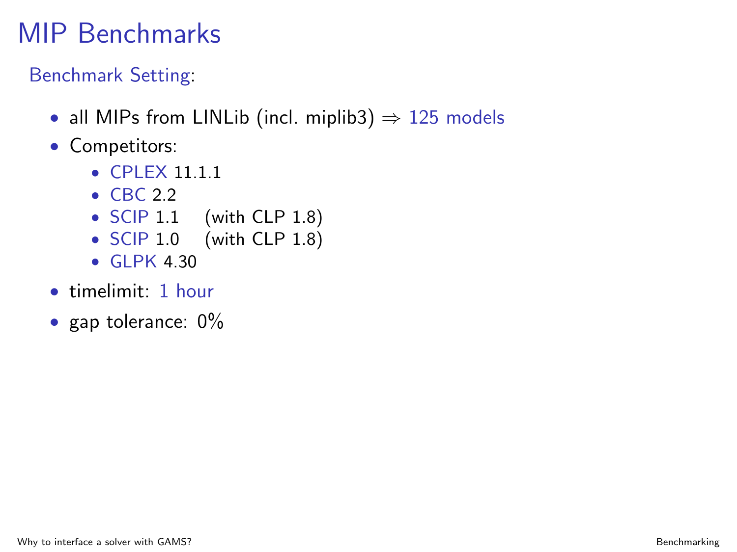# MIP Benchmarks

Benchmark Setting:

- all MIPs from LINLib (incl. miplib3) $\Rightarrow$ 125 models
- Competitors:
  - CPLEX 11.1.1
  - CBC 2.2
  - SCIP 1.1 (with CLP 1.8)
  - SCIP 1.0 (with CLP 1.8)
  - GLPK 4.30
- timelimit: 1 hour
- gap tolerance: 0%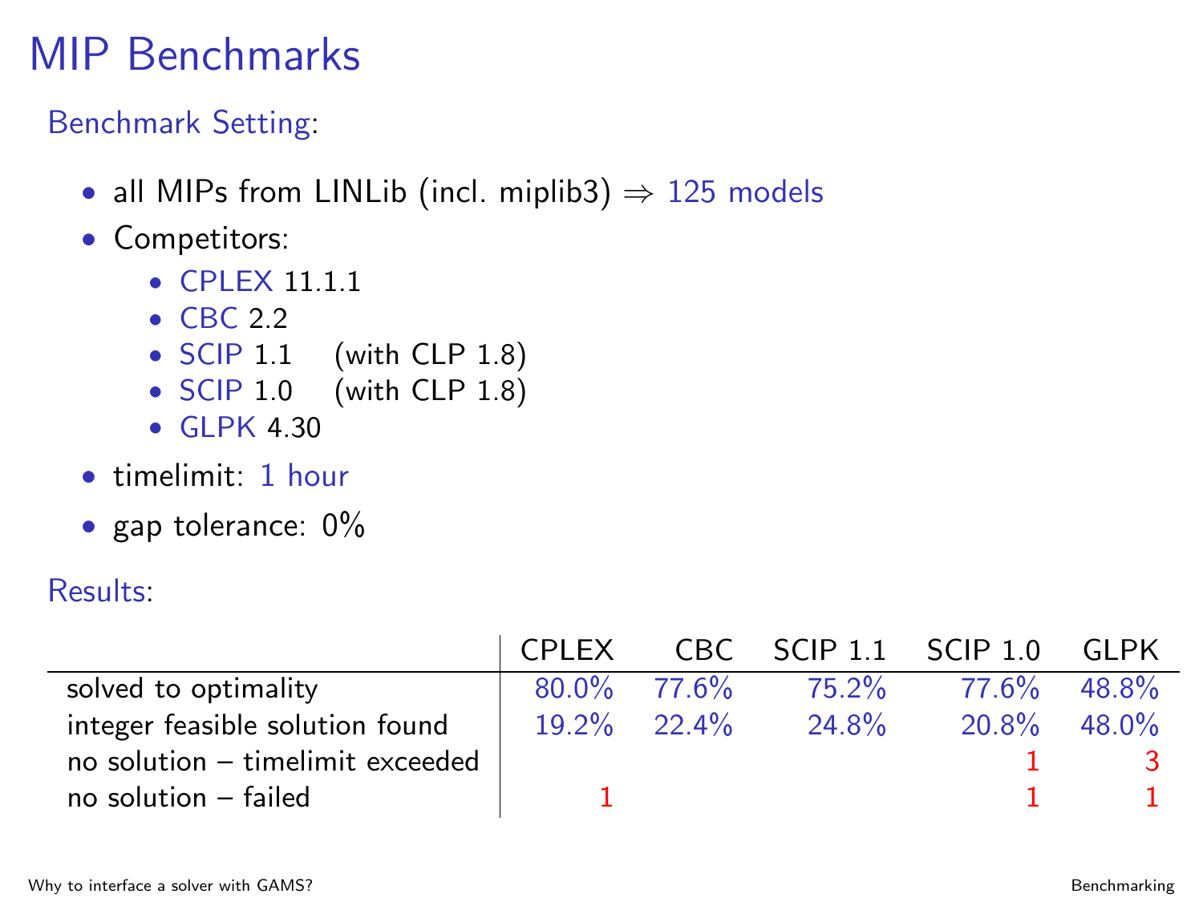# MIP Benchmarks

Benchmark Setting:

- all MIPs from LINLib (incl. miplib3) ⇒ 125 models
- Competitors:
  - CPLEX 11.1.1
  - CBC 2.2
  - SCIP 1.1 (with CLP 1.8)
  - SCIP 1.0 (with CLP 1.8)
  - GLPK 4.30
- timelimit: 1 hour
- gap tolerance: 0%

Results:

| | CPLEX | CBC | SCIP 1.1 | SCIP 1.0 | GLPK |
|---|---|---|---|---|---|
| solved to optimality | 80.0% | 77.6% | 75.2% | 77.6% | 48.8% |
| integer feasible solution found | 19.2% | 22.4% | 24.8% | 20.8% | 48.0% |
| no solution – timelimit exceeded | | | | 1 | 3 |
| no solution – failed | 1 | | | 1 | 1 |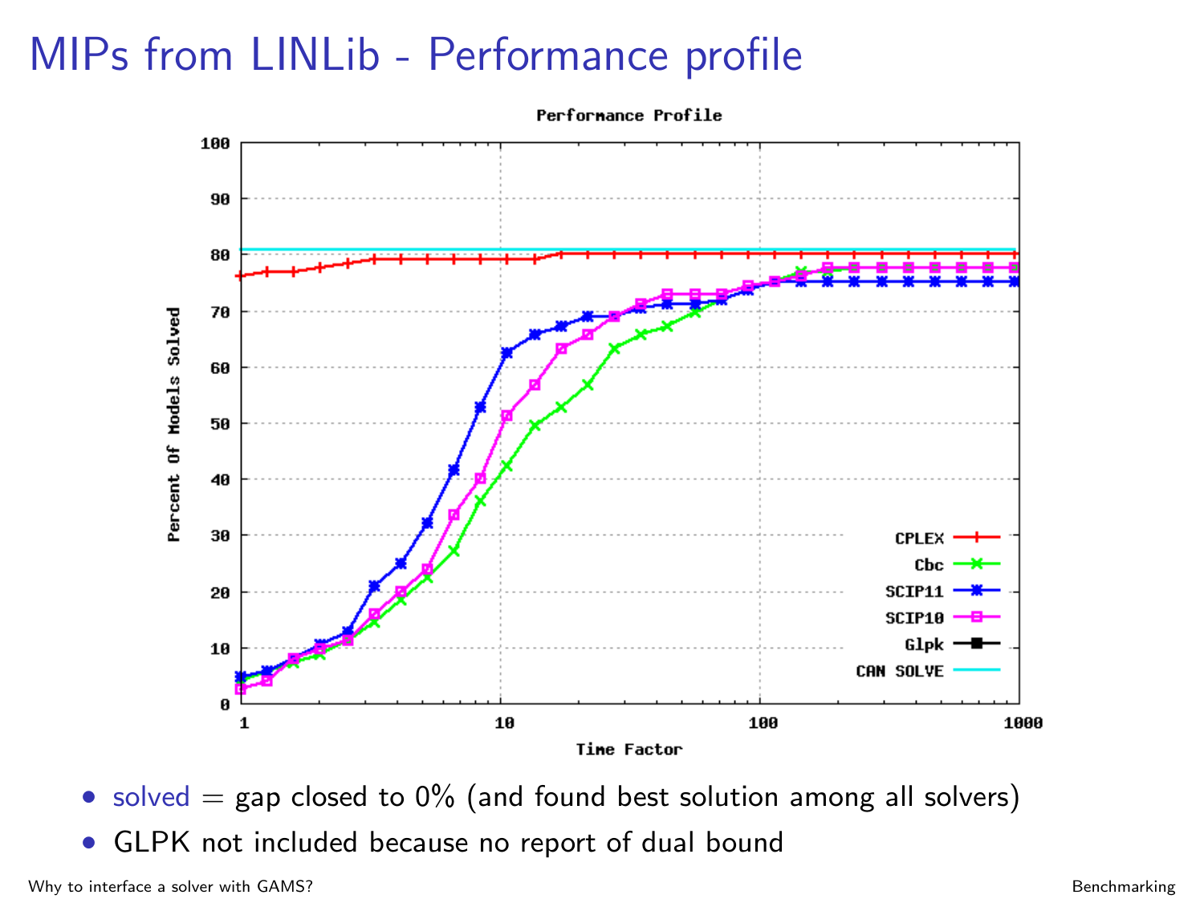# MIPs from LINLib - Performance profile

- solved = gap closed to 0% (and found best solution among all solvers)
- GLPK not included because no report of dual bound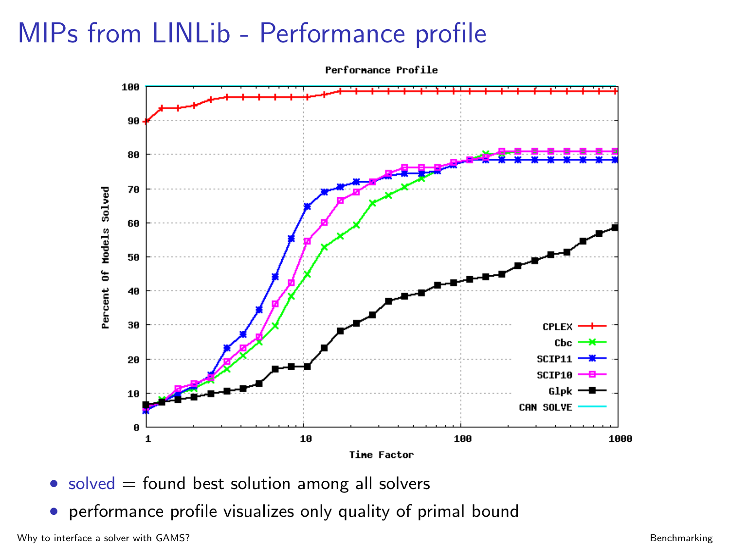# MIPs from LINLib - Performance profile

Performance Profile

- solved = found best solution among all solvers
- performance profile visualizes only quality of primal bound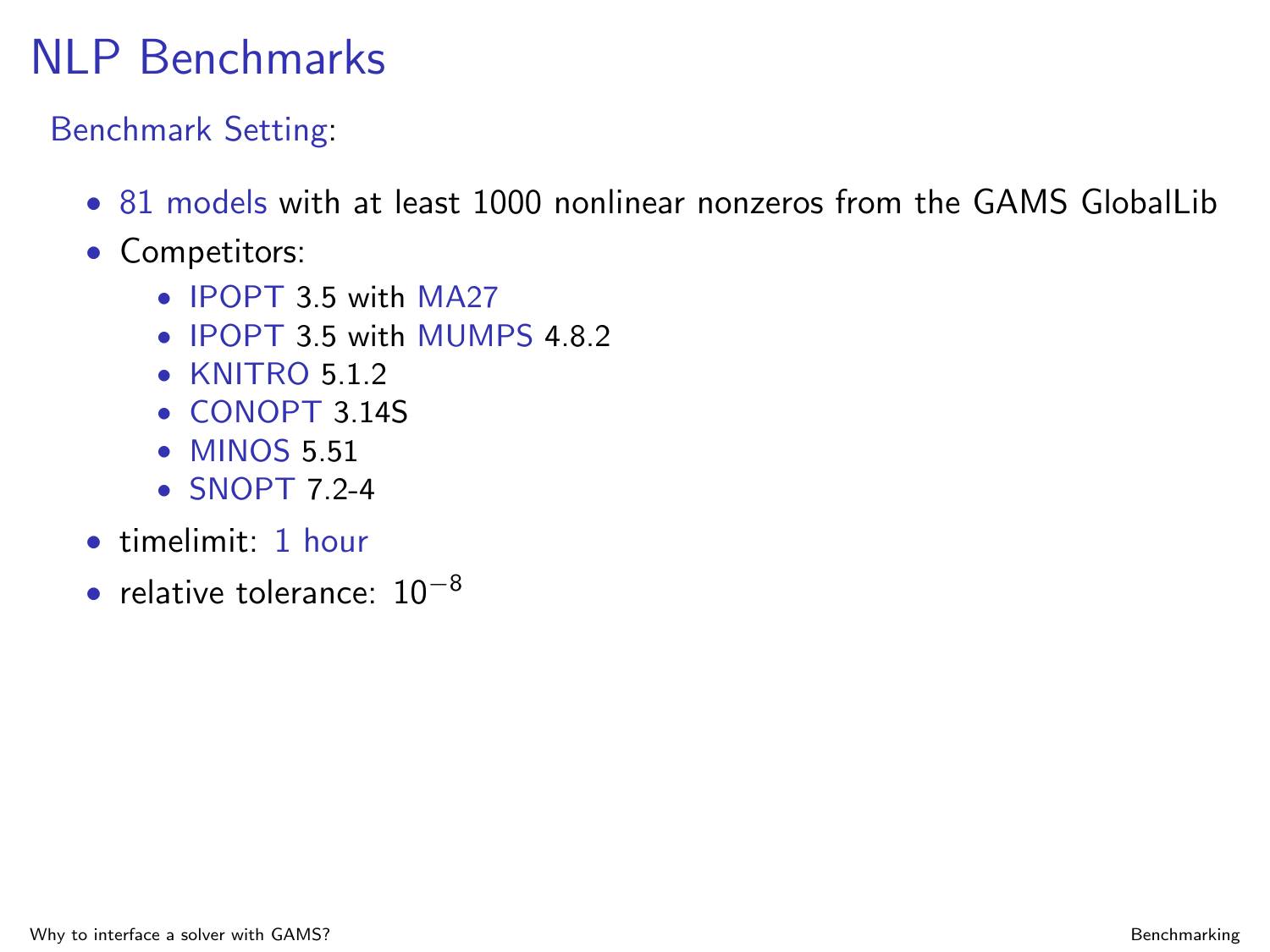# NLP Benchmarks

Benchmark Setting:

- 81 models with at least 1000 nonlinear nonzeros from the GAMS GlobalLib
- Competitors:
  - IPOPT 3.5 with MA27
  - IPOPT 3.5 with MUMPS 4.8.2
  - KNITRO 5.1.2
  - CONOPT 3.14S
  - MINOS 5.51
  - SNOPT 7.2-4
- timelimit: 1 hour
- relative tolerance: $10^{-8}$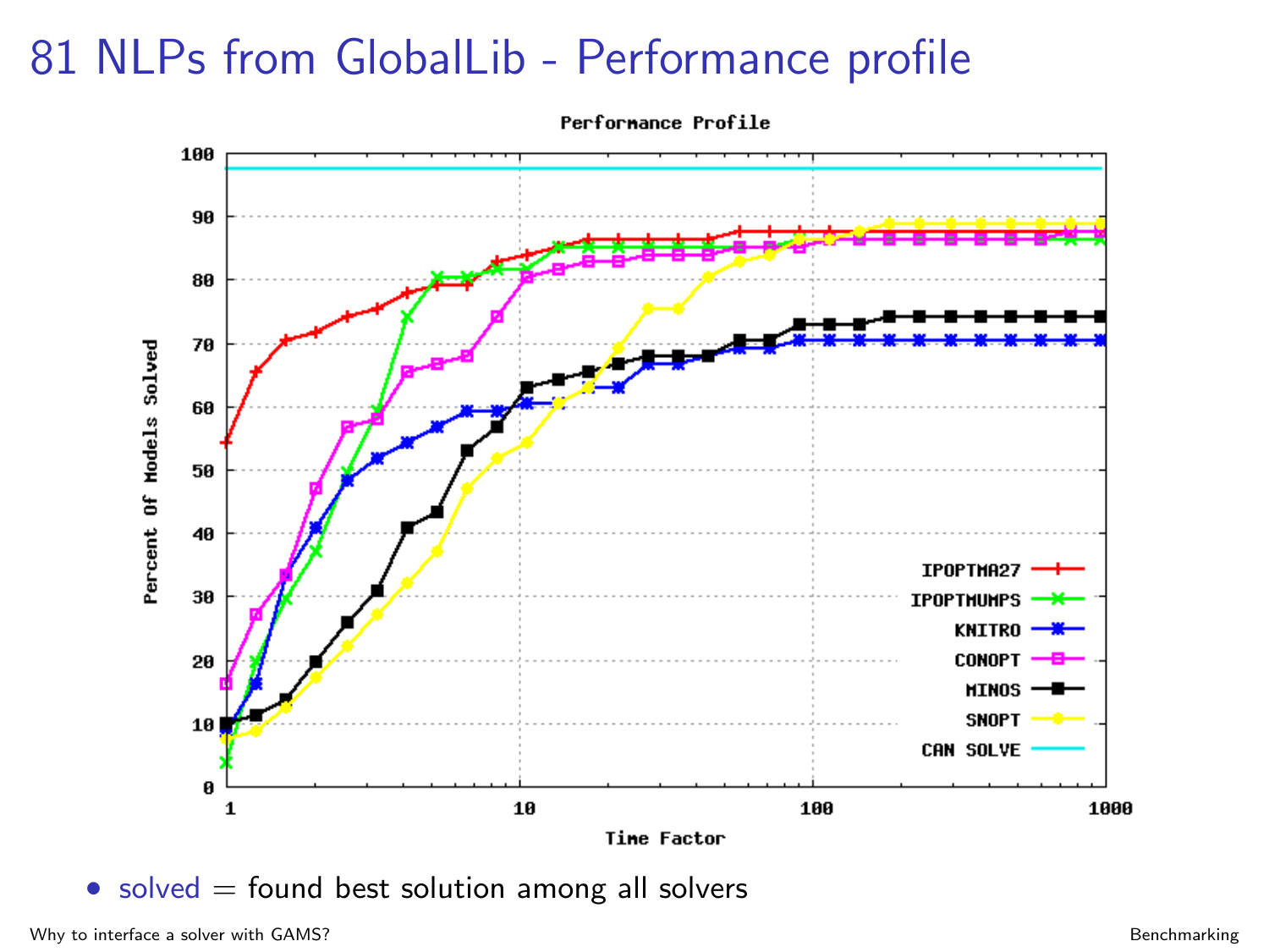# 81 NLPs from GlobalLib - Performance profile

- solved = found best solution among all solvers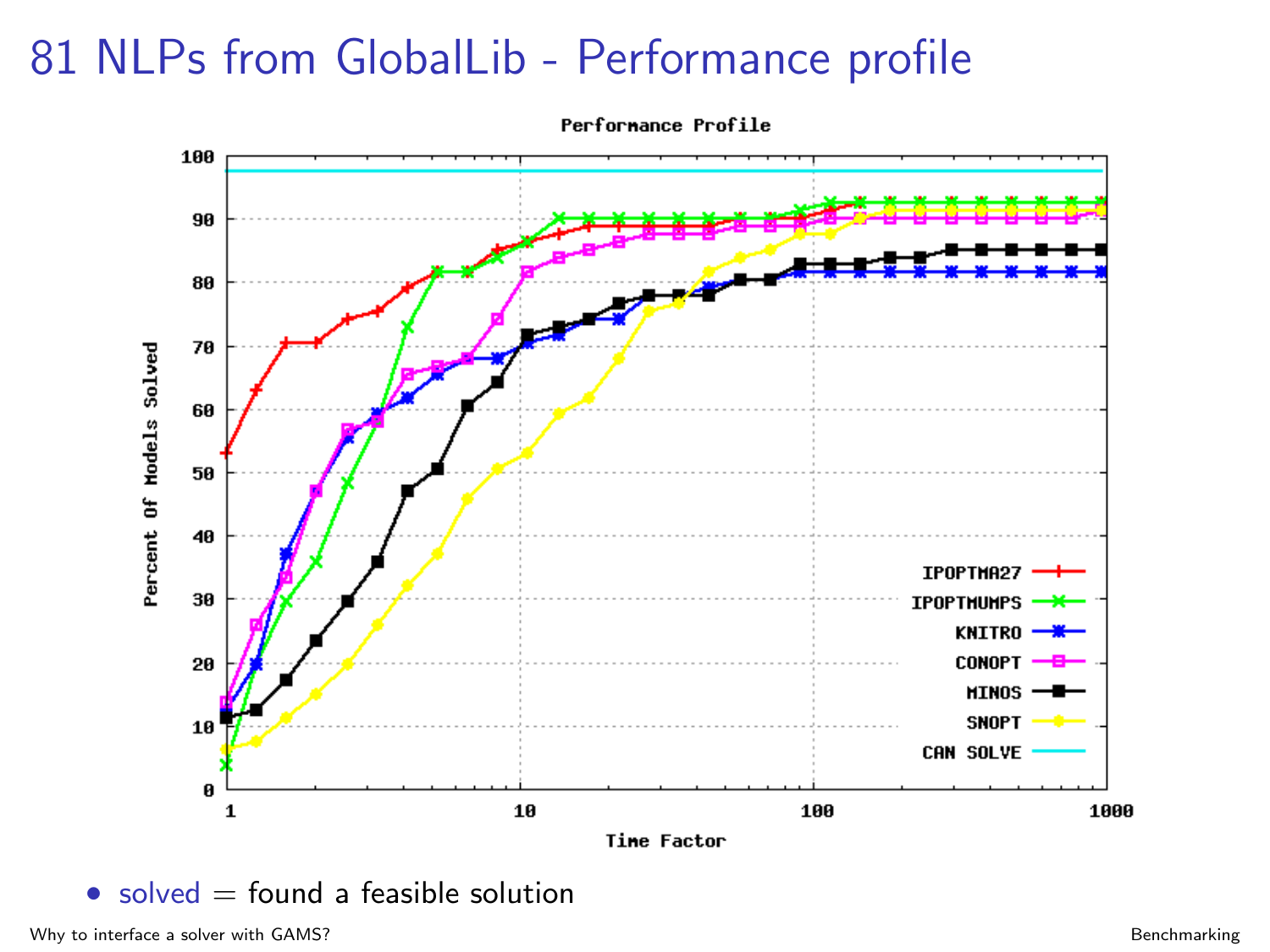# 81 NLPs from GlobalLib - Performance profile

- solved = found a feasible solution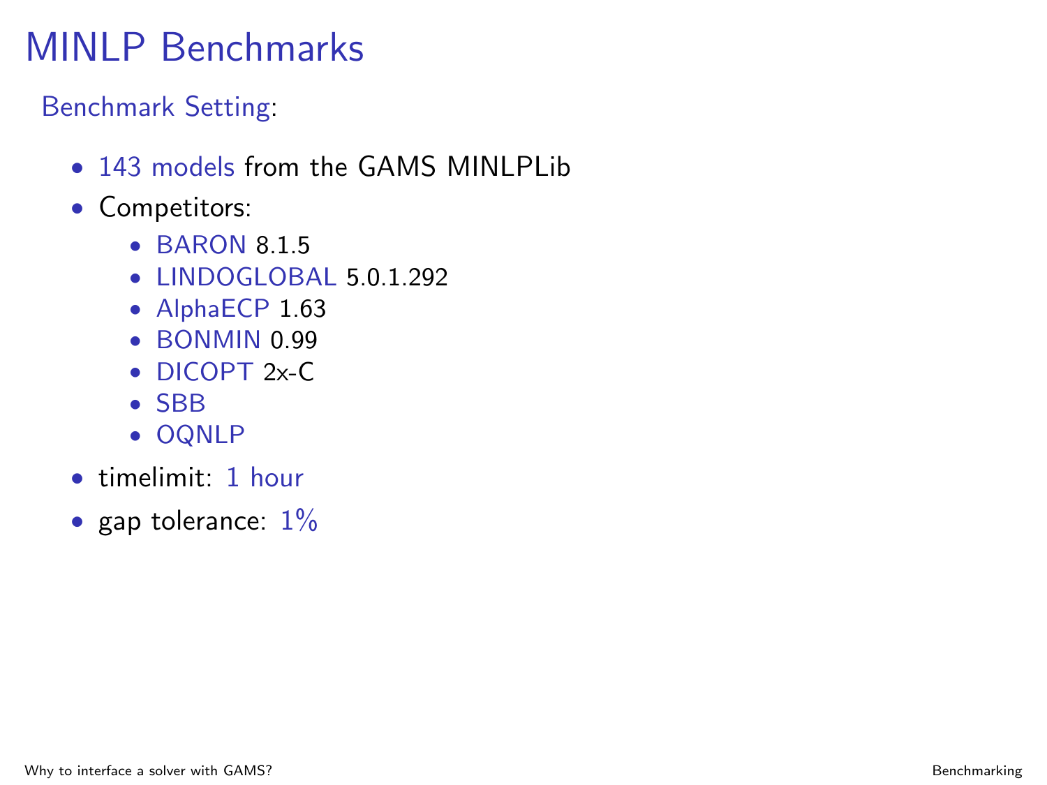# MINLP Benchmarks

Benchmark Setting:

- 143 models from the GAMS MINLPLib
- Competitors:
  - BARON 8.1.5
  - LINDOGLOBAL 5.0.1.292
  - AlphaECP 1.63
  - BONMIN 0.99
  - DICOPT 2x-C
  - SBB
  - OQNLP
- timelimit: 1 hour
- gap tolerance: 1%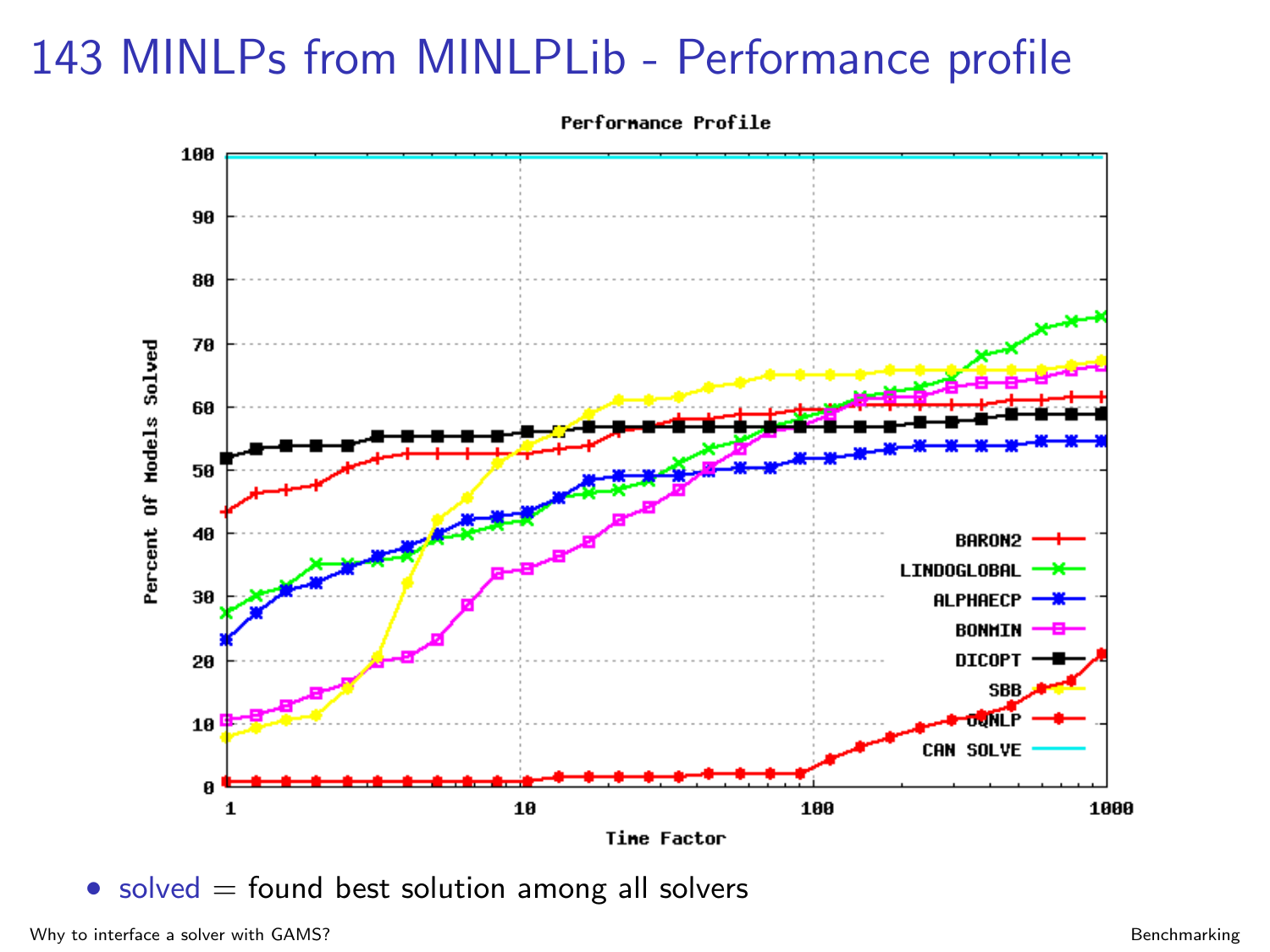# 143 MINLPs from MINLPLib - Performance profile

**Performance Profile**

Legend: BARON2, LINDOGLOBAL, ALPHAECP, BONMIN, DICOPT, SBB, OQNLP, CAN SOLVE

Y-axis: Percent Of Models Solved (0–100)

X-axis: Time Factor (1, 10, 100, 1000)

- solved = found best solution among all solvers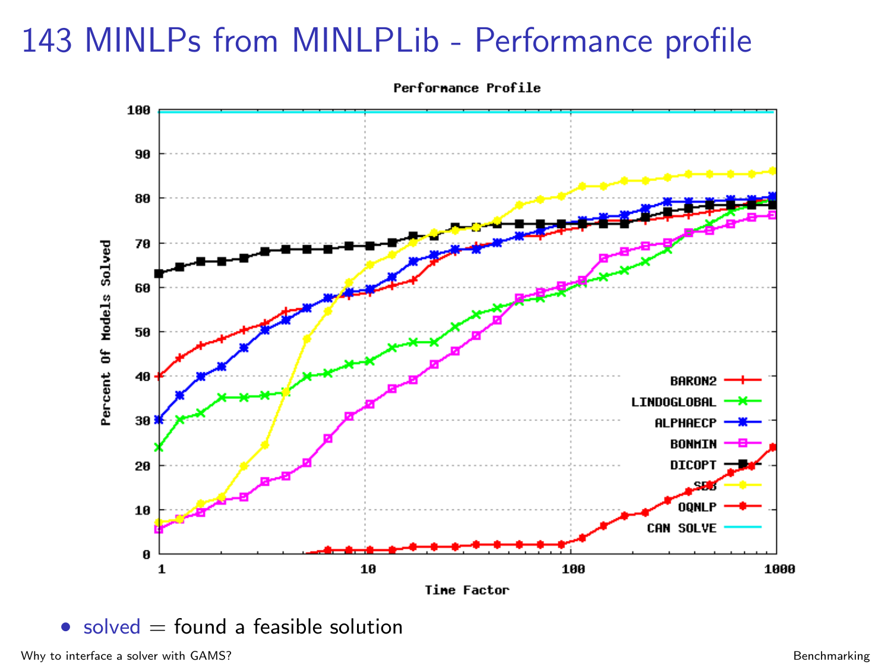# 143 MINLPs from MINLPLib - Performance profile

- solved = found a feasible solution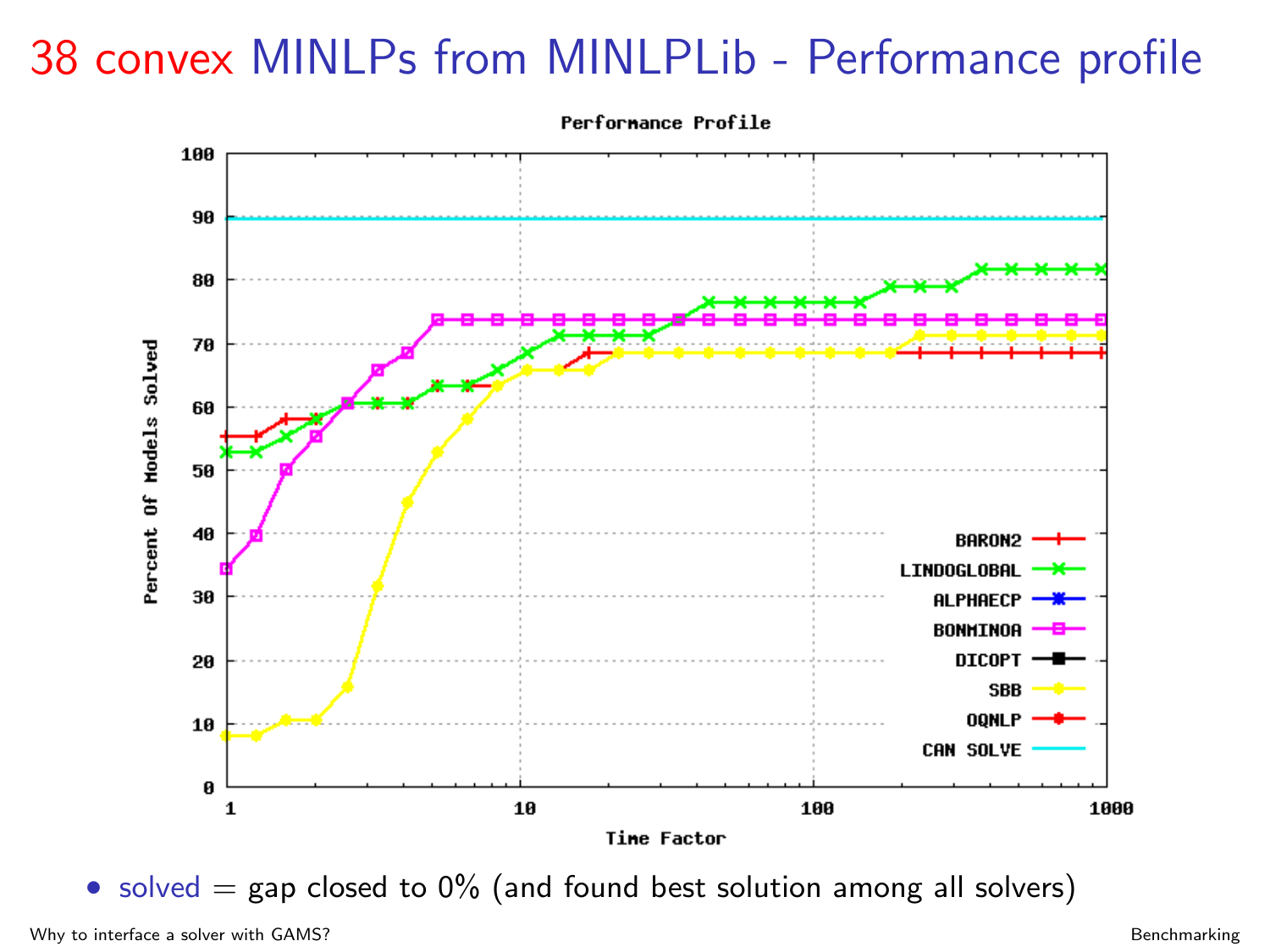# 38 convex MINLPs from MINLPLib - Performance profile

Performance Profile

| | |
|---|---|
| Y-axis | Percent Of Models Solved (0–100) |
| X-axis | Time Factor (1, 10, 100, 1000) |

Legend: BARON2, LINDOGLOBAL, ALPHAECP, BONMINOA, DICOPT, SBB, OQNLP, CAN SOLVE

- solved = gap closed to 0% (and found best solution among all solvers)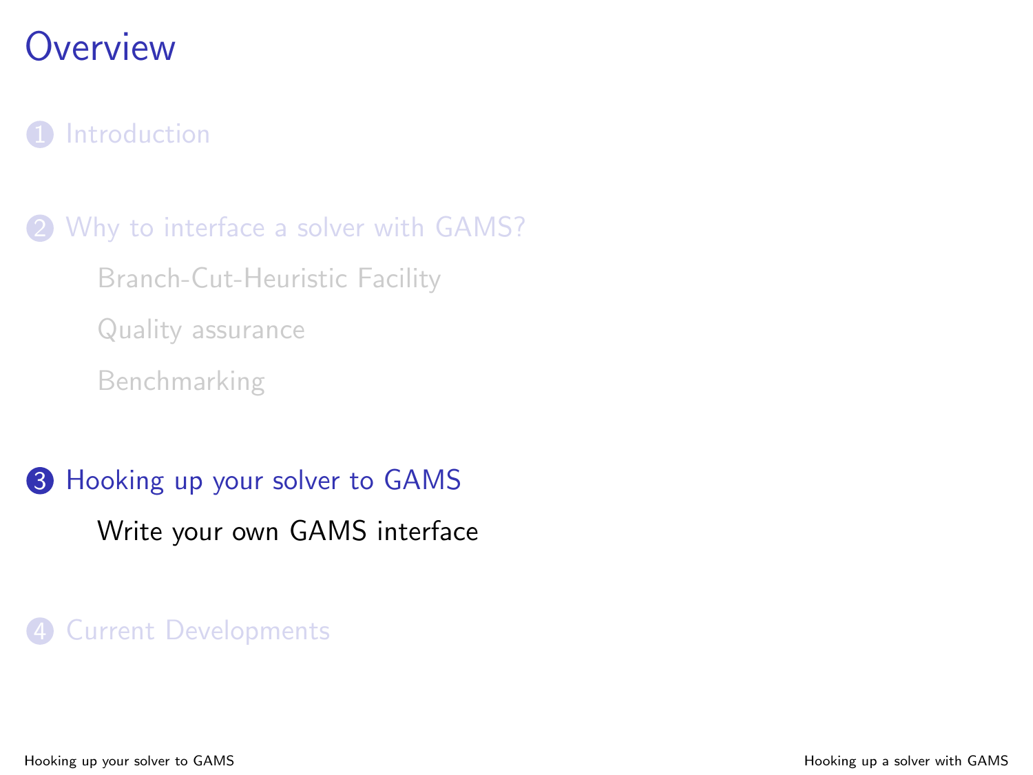# Overview

1. Introduction

2. Why to interface a solver with GAMS?
   - Branch-Cut-Heuristic Facility
   - Quality assurance
   - Benchmarking

3. Hooking up your solver to GAMS
   - Write your own GAMS interface

4. Current Developments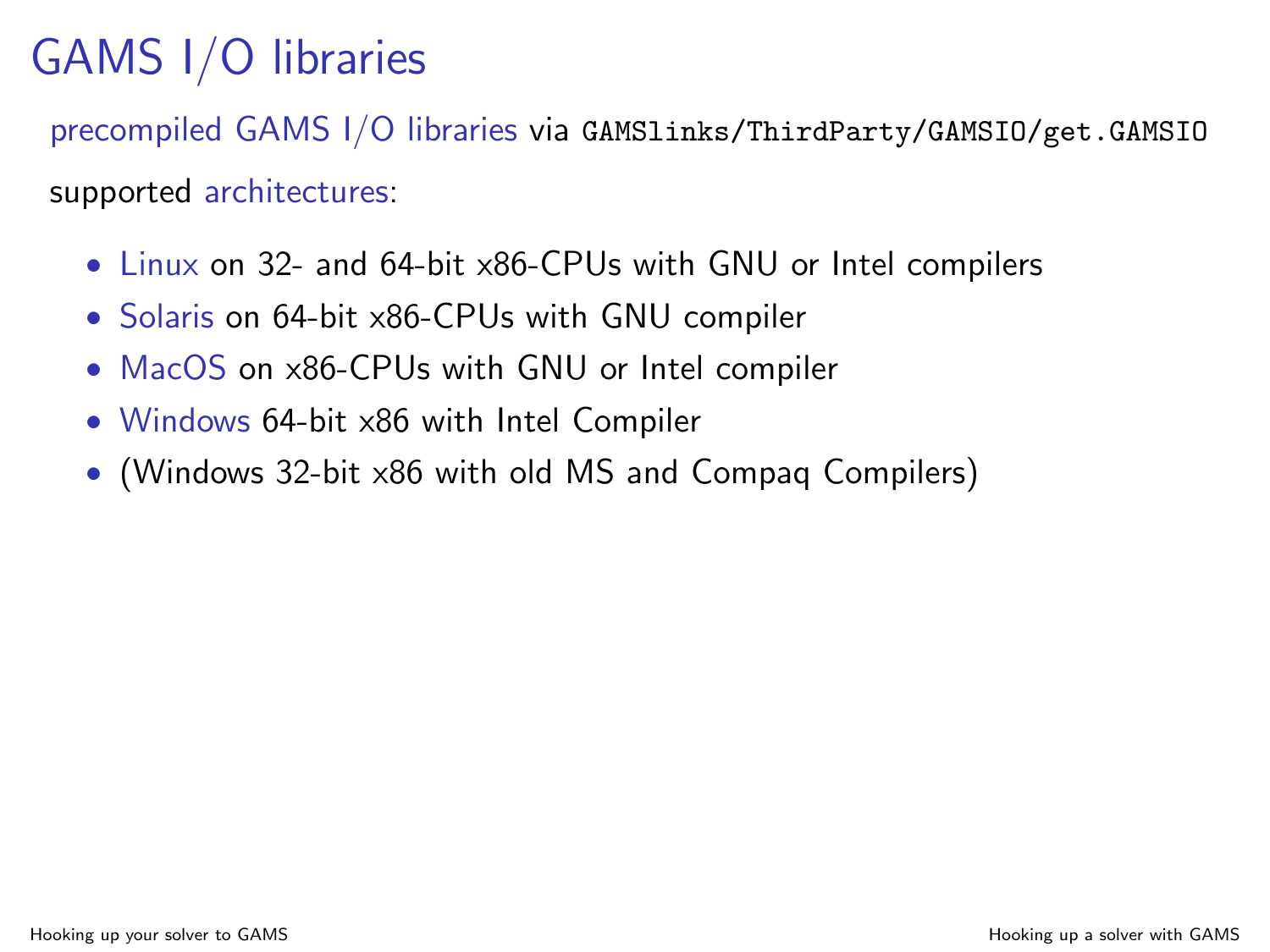# GAMS I/O libraries

precompiled GAMS I/O libraries via `GAMSlinks/ThirdParty/GAMSIO/get.GAMSIO`

supported architectures:

- Linux on 32- and 64-bit x86-CPUs with GNU or Intel compilers
- Solaris on 64-bit x86-CPUs with GNU compiler
- MacOS on x86-CPUs with GNU or Intel compiler
- Windows 64-bit x86 with Intel Compiler
- (Windows 32-bit x86 with old MS and Compaq Compilers)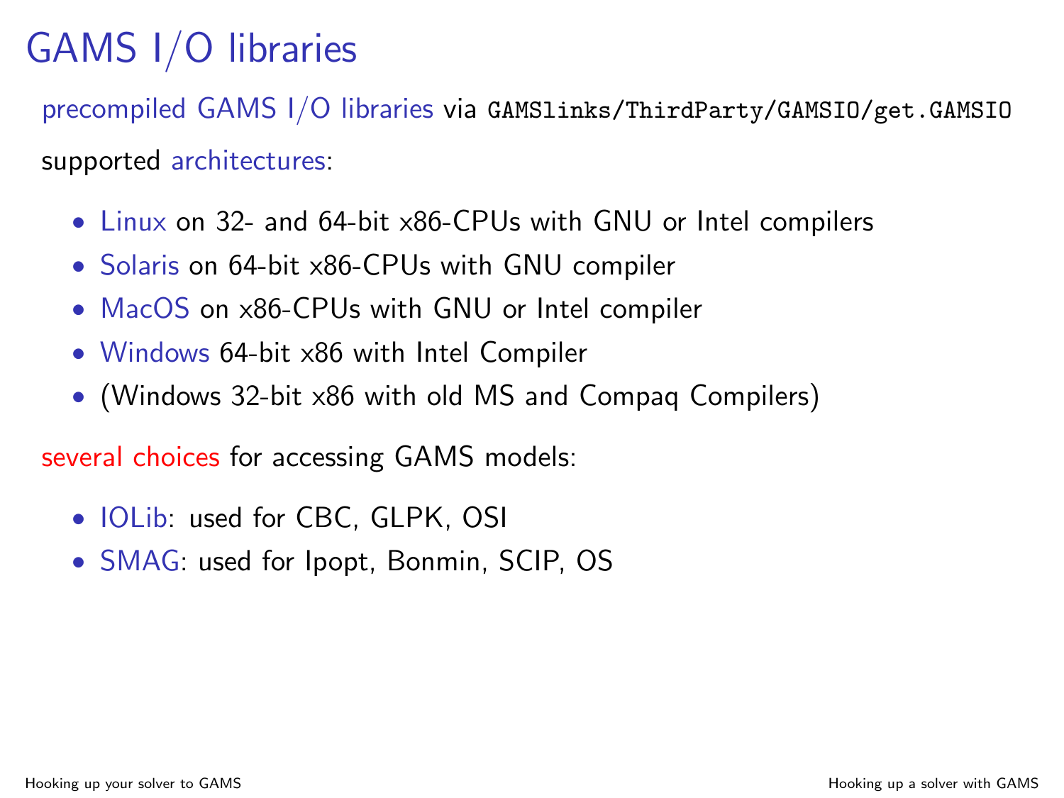# GAMS I/O libraries

precompiled GAMS I/O libraries via `GAMSlinks/ThirdParty/GAMSIO/get.GAMSIO`

supported architectures:

- Linux on 32- and 64-bit x86-CPUs with GNU or Intel compilers
- Solaris on 64-bit x86-CPUs with GNU compiler
- MacOS on x86-CPUs with GNU or Intel compiler
- Windows 64-bit x86 with Intel Compiler
- (Windows 32-bit x86 with old MS and Compaq Compilers)

several choices for accessing GAMS models:

- IOLib: used for CBC, GLPK, OSI
- SMAG: used for Ipopt, Bonmin, SCIP, OS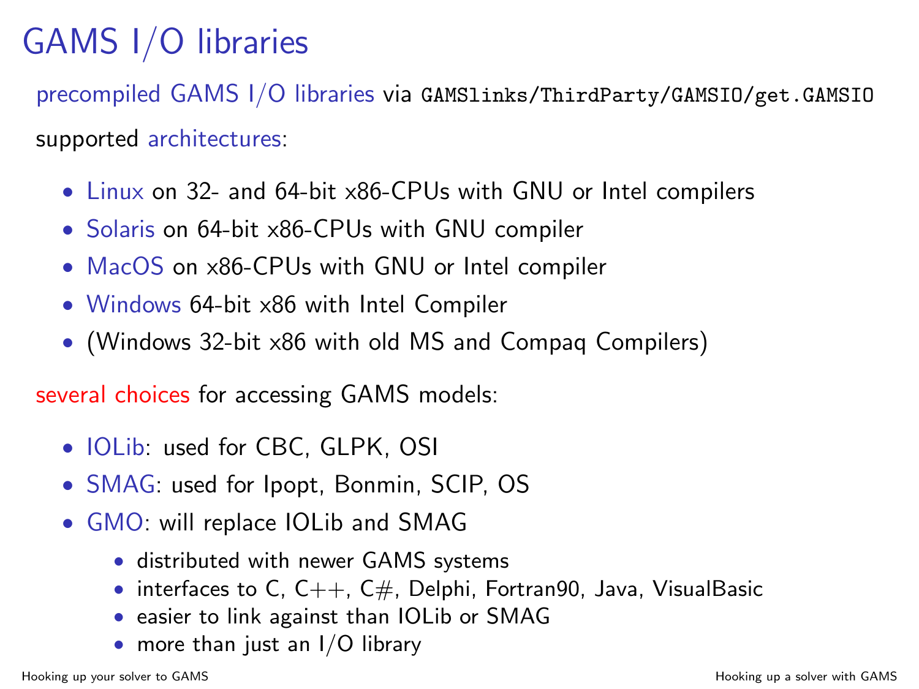# GAMS I/O libraries

precompiled GAMS I/O libraries via `GAMSlinks/ThirdParty/GAMSIO/get.GAMSIO`

supported architectures:

- Linux on 32- and 64-bit x86-CPUs with GNU or Intel compilers
- Solaris on 64-bit x86-CPUs with GNU compiler
- MacOS on x86-CPUs with GNU or Intel compiler
- Windows 64-bit x86 with Intel Compiler
- (Windows 32-bit x86 with old MS and Compaq Compilers)

several choices for accessing GAMS models:

- IOLib: used for CBC, GLPK, OSI
- SMAG: used for Ipopt, Bonmin, SCIP, OS
- GMO: will replace IOLib and SMAG
  - distributed with newer GAMS systems
  - interfaces to C, C++, C#, Delphi, Fortran90, Java, VisualBasic
  - easier to link against than IOLib or SMAG
  - more than just an I/O library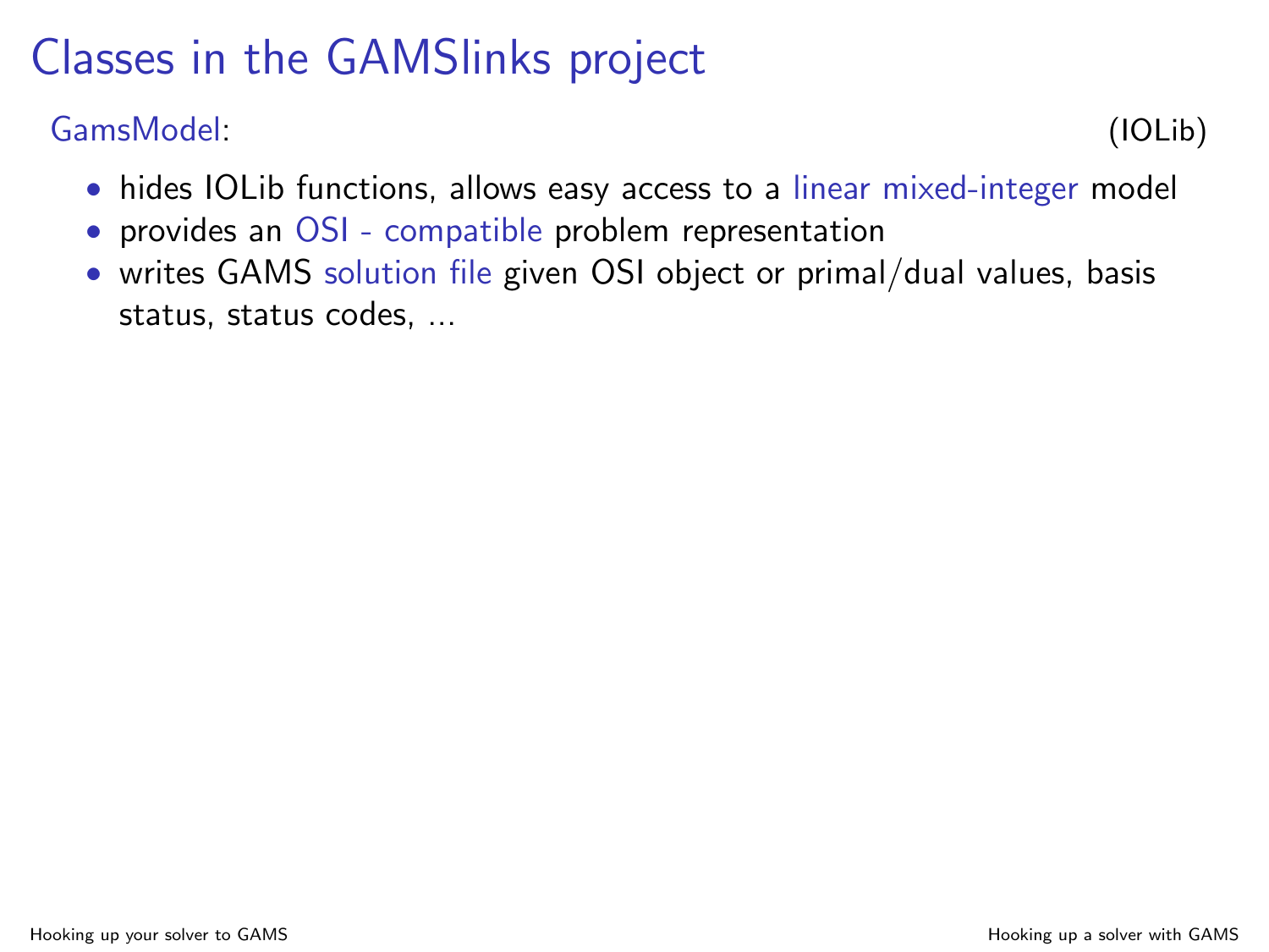# Classes in the GAMSlinks project

GamsModel: (IOLib)

- hides IOLib functions, allows easy access to a linear mixed-integer model
- provides an OSI - compatible problem representation
- writes GAMS solution file given OSI object or primal/dual values, basis status, status codes, ...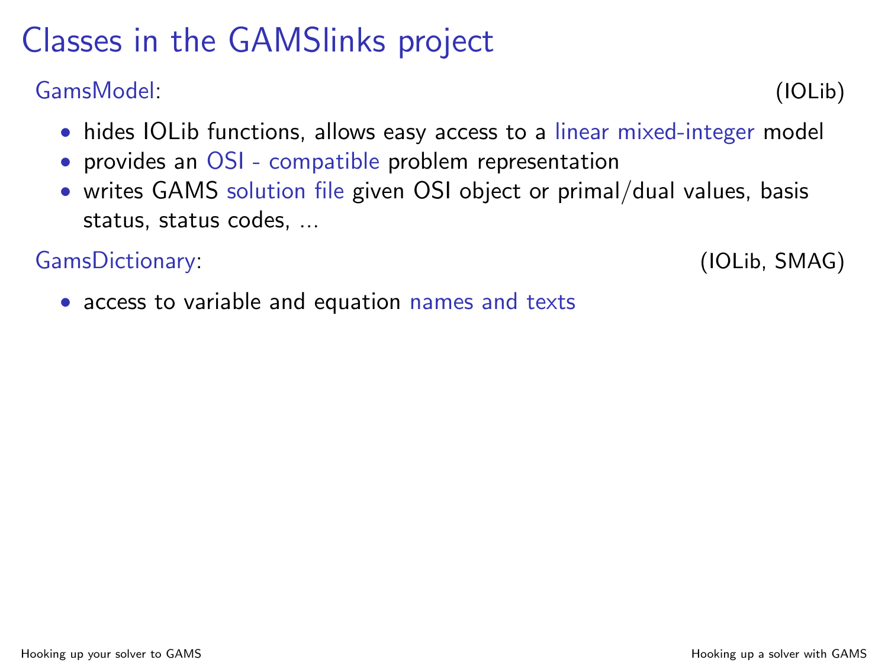# Classes in the GAMSlinks project

GamsModel: (IOLib)

- hides IOLib functions, allows easy access to a linear mixed-integer model
- provides an OSI - compatible problem representation
- writes GAMS solution file given OSI object or primal/dual values, basis status, status codes, ...

GamsDictionary: (IOLib, SMAG)

- access to variable and equation names and texts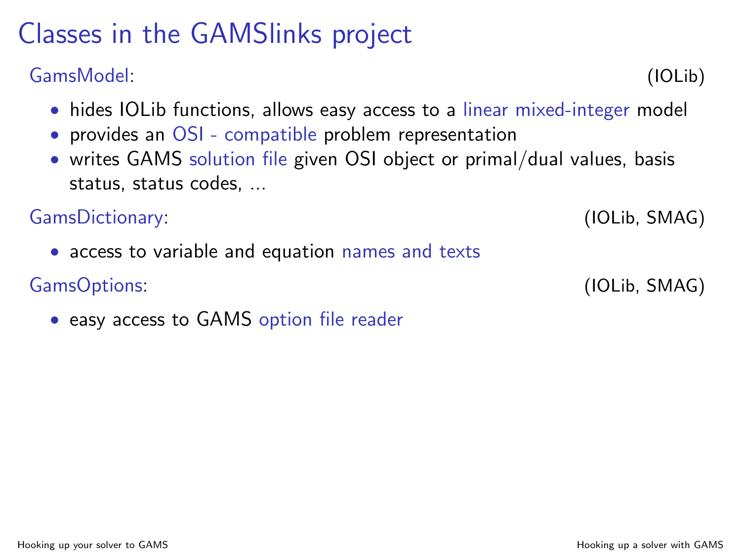# Classes in the GAMSlinks project

GamsModel: (IOLib)

- hides IOLib functions, allows easy access to a linear mixed-integer model
- provides an OSI - compatible problem representation
- writes GAMS solution file given OSI object or primal/dual values, basis status, status codes, ...

GamsDictionary: (IOLib, SMAG)

- access to variable and equation names and texts

GamsOptions: (IOLib, SMAG)

- easy access to GAMS option file reader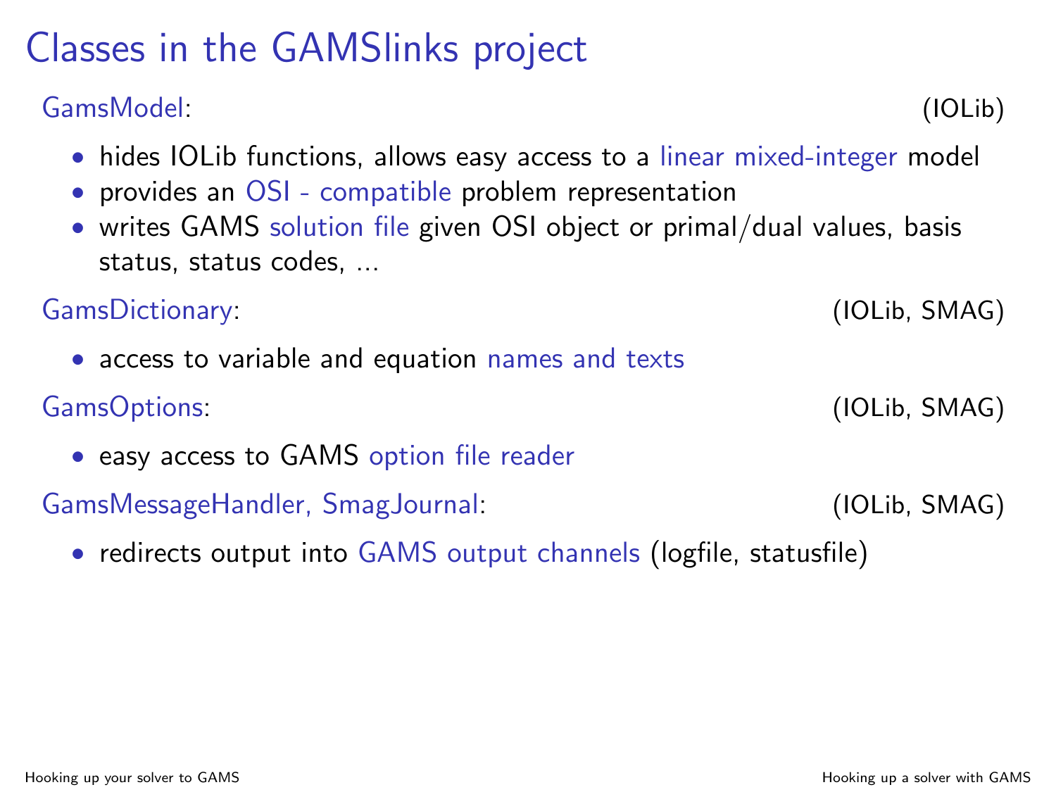# Classes in the GAMSlinks project

GamsModel: (IOLib)

- hides IOLib functions, allows easy access to a linear mixed-integer model
- provides an OSI - compatible problem representation
- writes GAMS solution file given OSI object or primal/dual values, basis status, status codes, ...

GamsDictionary: (IOLib, SMAG)

- access to variable and equation names and texts

GamsOptions: (IOLib, SMAG)

- easy access to GAMS option file reader

GamsMessageHandler, SmagJournal: (IOLib, SMAG)

- redirects output into GAMS output channels (logfile, statusfile)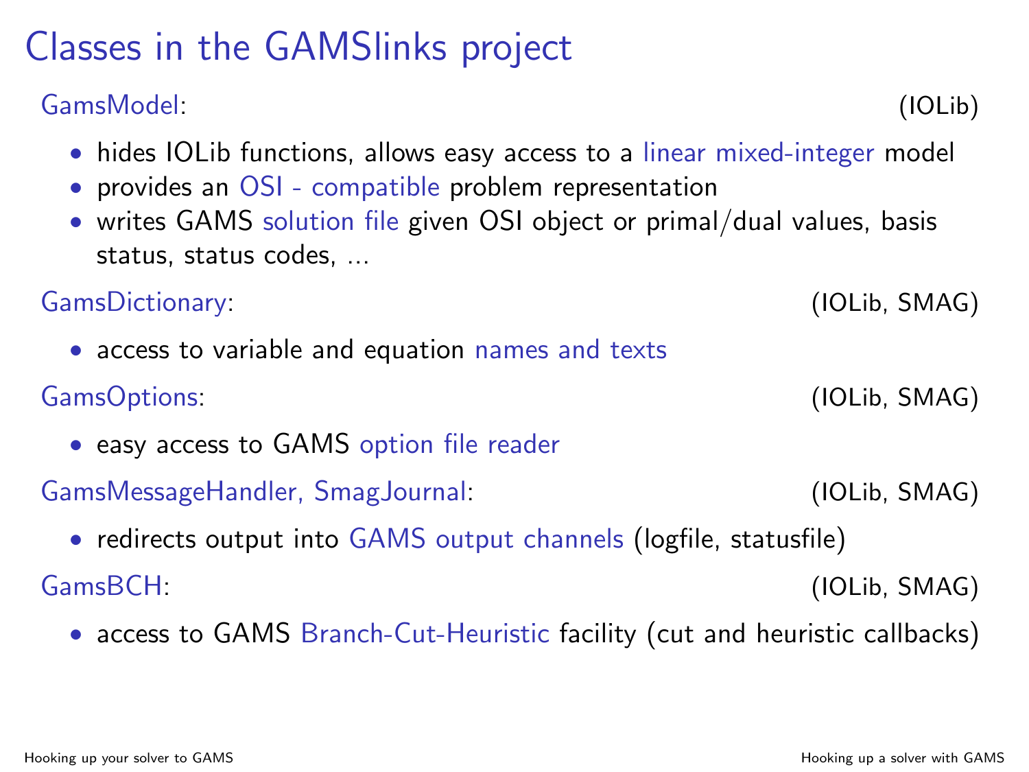# Classes in the GAMSlinks project

GamsModel: (IOLib)

- hides IOLib functions, allows easy access to a linear mixed-integer model
- provides an OSI - compatible problem representation
- writes GAMS solution file given OSI object or primal/dual values, basis status, status codes, ...

GamsDictionary: (IOLib, SMAG)

- access to variable and equation names and texts

GamsOptions: (IOLib, SMAG)

- easy access to GAMS option file reader

GamsMessageHandler, SmagJournal: (IOLib, SMAG)

- redirects output into GAMS output channels (logfile, statusfile)

GamsBCH: (IOLib, SMAG)

- access to GAMS Branch-Cut-Heuristic facility (cut and heuristic callbacks)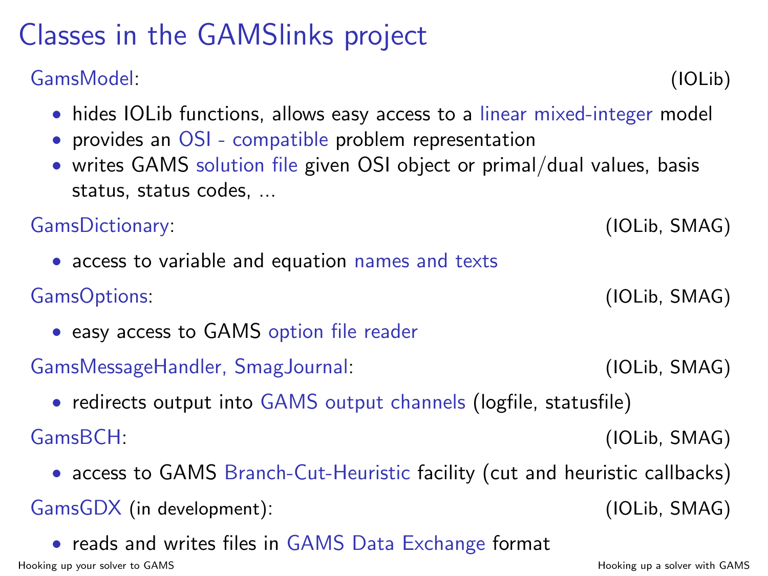# Classes in the GAMSlinks project

**GamsModel**: (IOLib)

- hides IOLib functions, allows easy access to a linear mixed-integer model
- provides an OSI - compatible problem representation
- writes GAMS solution file given OSI object or primal/dual values, basis status, status codes, ...

**GamsDictionary**: (IOLib, SMAG)

- access to variable and equation names and texts

**GamsOptions**: (IOLib, SMAG)

- easy access to GAMS option file reader

**GamsMessageHandler, SmagJournal**: (IOLib, SMAG)

- redirects output into GAMS output channels (logfile, statusfile)

**GamsBCH**: (IOLib, SMAG)

- access to GAMS Branch-Cut-Heuristic facility (cut and heuristic callbacks)

**GamsGDX** (in development): (IOLib, SMAG)

- reads and writes files in GAMS Data Exchange format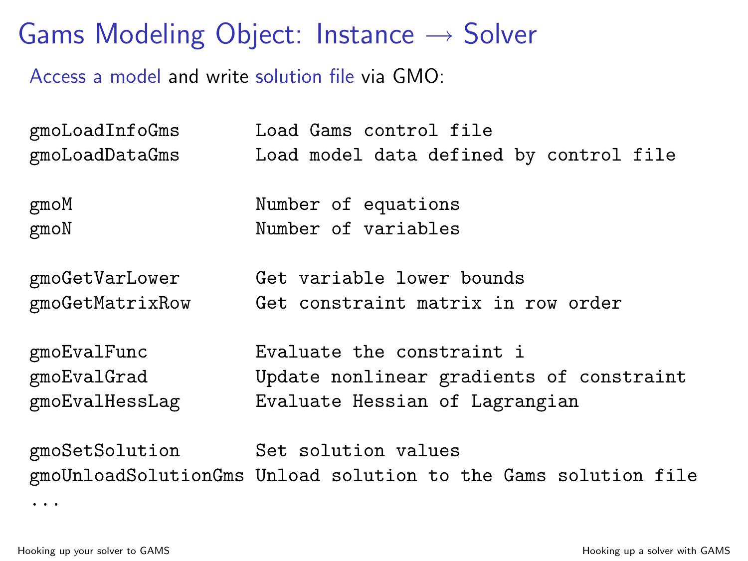# Gams Modeling Object: Instance → Solver

Access a model and write solution file via GMO:

```
gmoLoadInfoGms        Load Gams control file
gmoLoadDataGms        Load model data defined by control file

gmoM                  Number of equations
gmoN                  Number of variables

gmoGetVarLower        Get variable lower bounds
gmoGetMatrixRow       Get constraint matrix in row order

gmoEvalFunc           Evaluate the constraint i
gmoEvalGrad           Update nonlinear gradients of constraint
gmoEvalHessLag        Evaluate Hessian of Lagrangian

gmoSetSolution        Set solution values
gmoUnloadSolutionGms Unload solution to the Gams solution file
...
```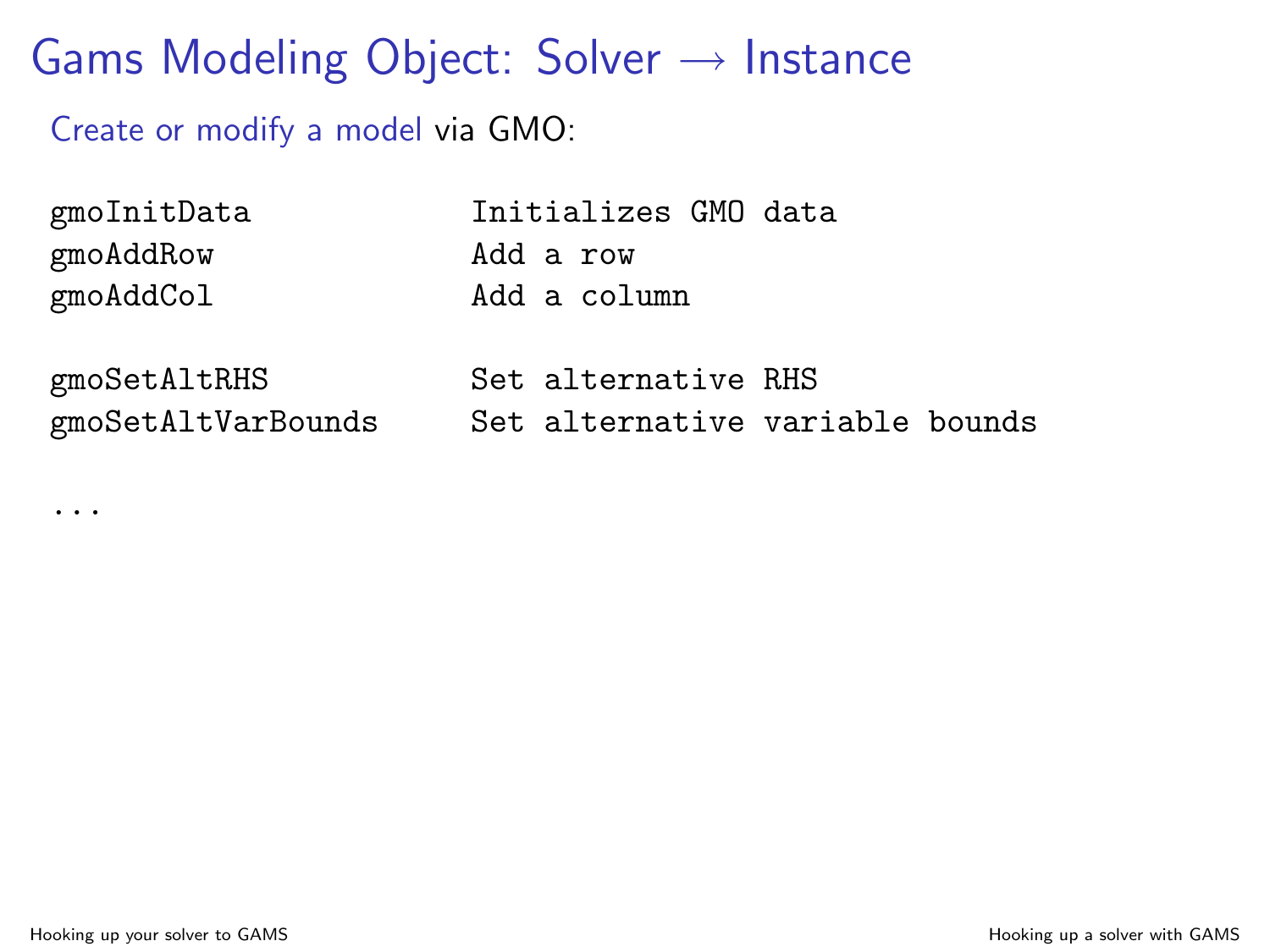# Gams Modeling Object: Solver → Instance

Create or modify a model via GMO:

```
gmoInitData           Initializes GMO data
gmoAddRow             Add a row
gmoAddCol             Add a column

gmoSetAltRHS          Set alternative RHS
gmoSetAltVarBounds    Set alternative variable bounds

...
```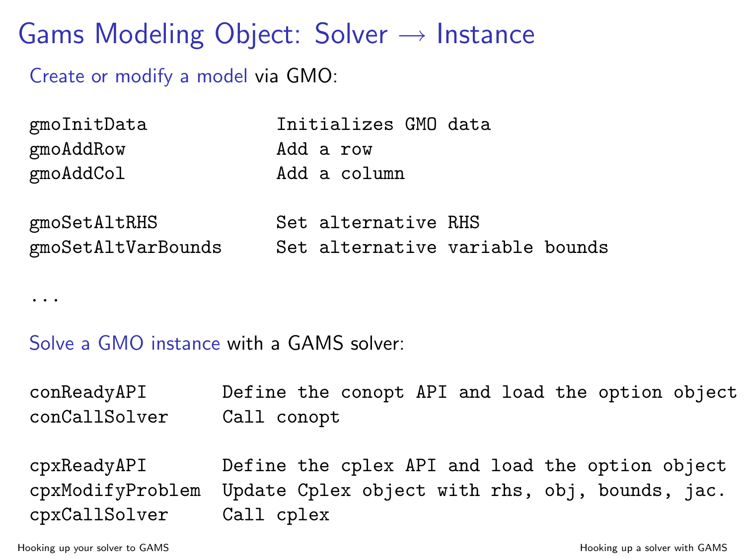# Gams Modeling Object: Solver → Instance

Create or modify a model via GMO:

```
gmoInitData           Initializes GMO data
gmoAddRow             Add a row
gmoAddCol             Add a column

gmoSetAltRHS          Set alternative RHS
gmoSetAltVarBounds    Set alternative variable bounds

...
```

Solve a GMO instance with a GAMS solver:

```
conReadyAPI       Define the conopt API and load the option object
conCallSolver     Call conopt

cpxReadyAPI       Define the cplex API and load the option object
cpxModifyProblem  Update Cplex object with rhs, obj, bounds, jac.
cpxCallSolver     Call cplex
```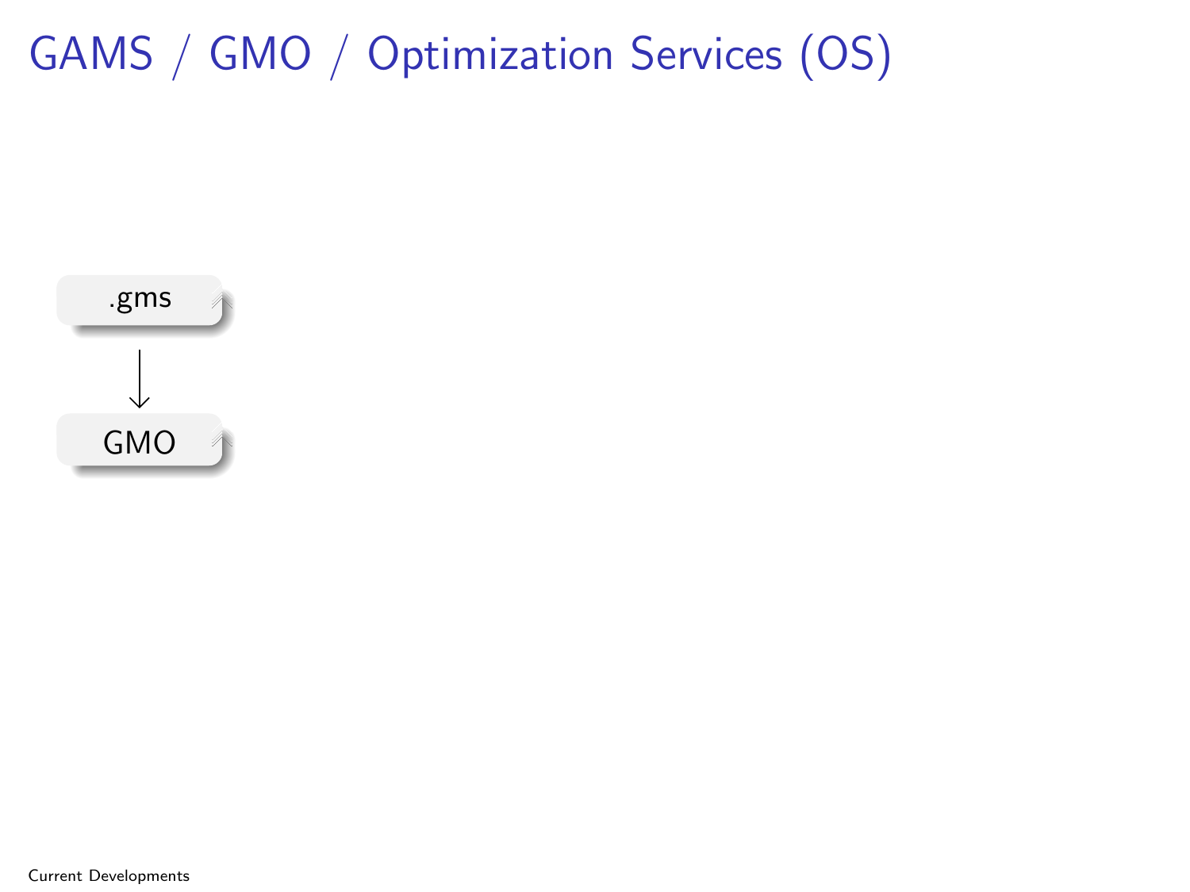# GAMS / GMO / Optimization Services (OS)

.gms

↓

GMO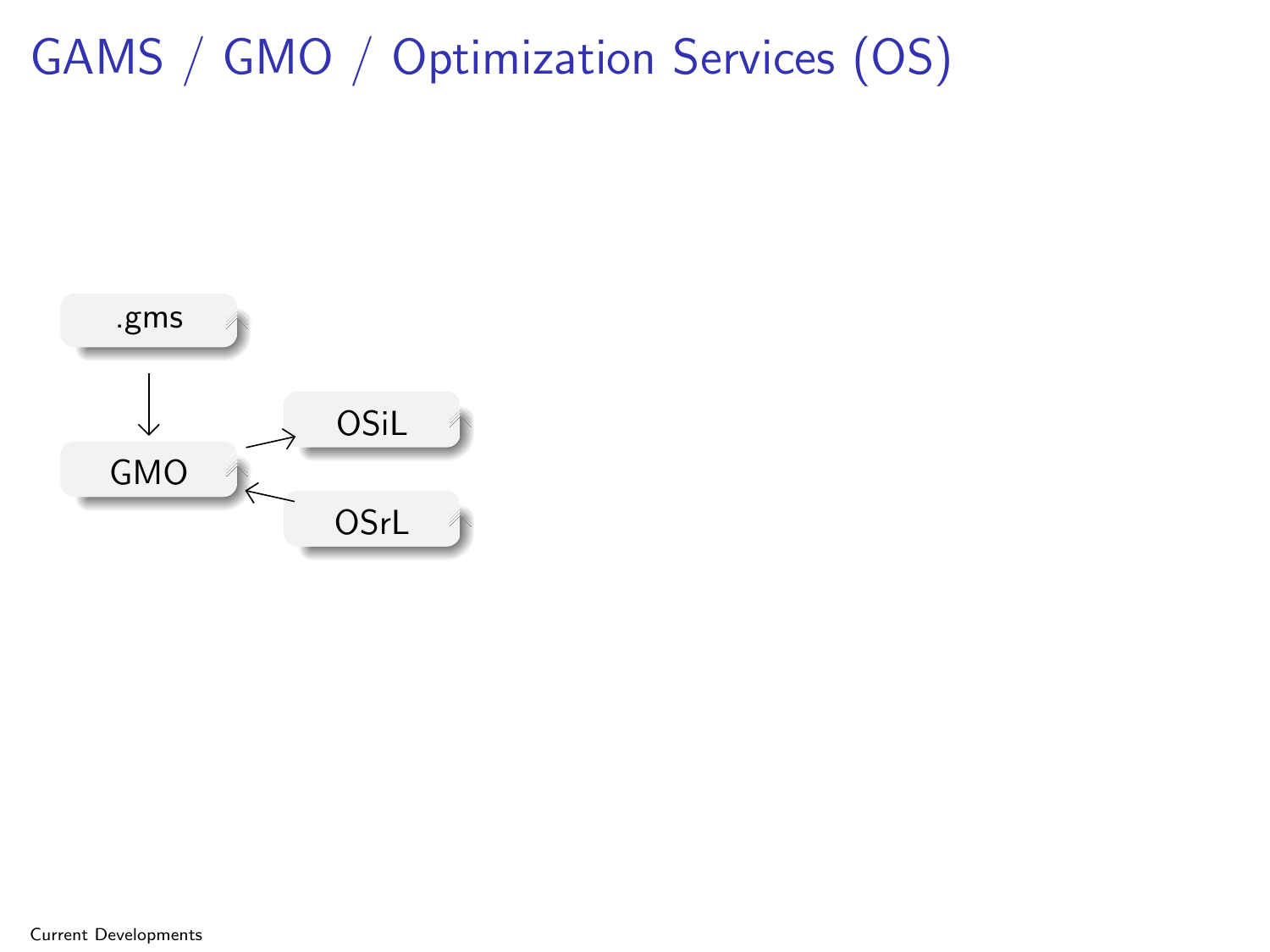# GAMS / GMO / Optimization Services (OS)

.gms

GMO

OSiL

OSrL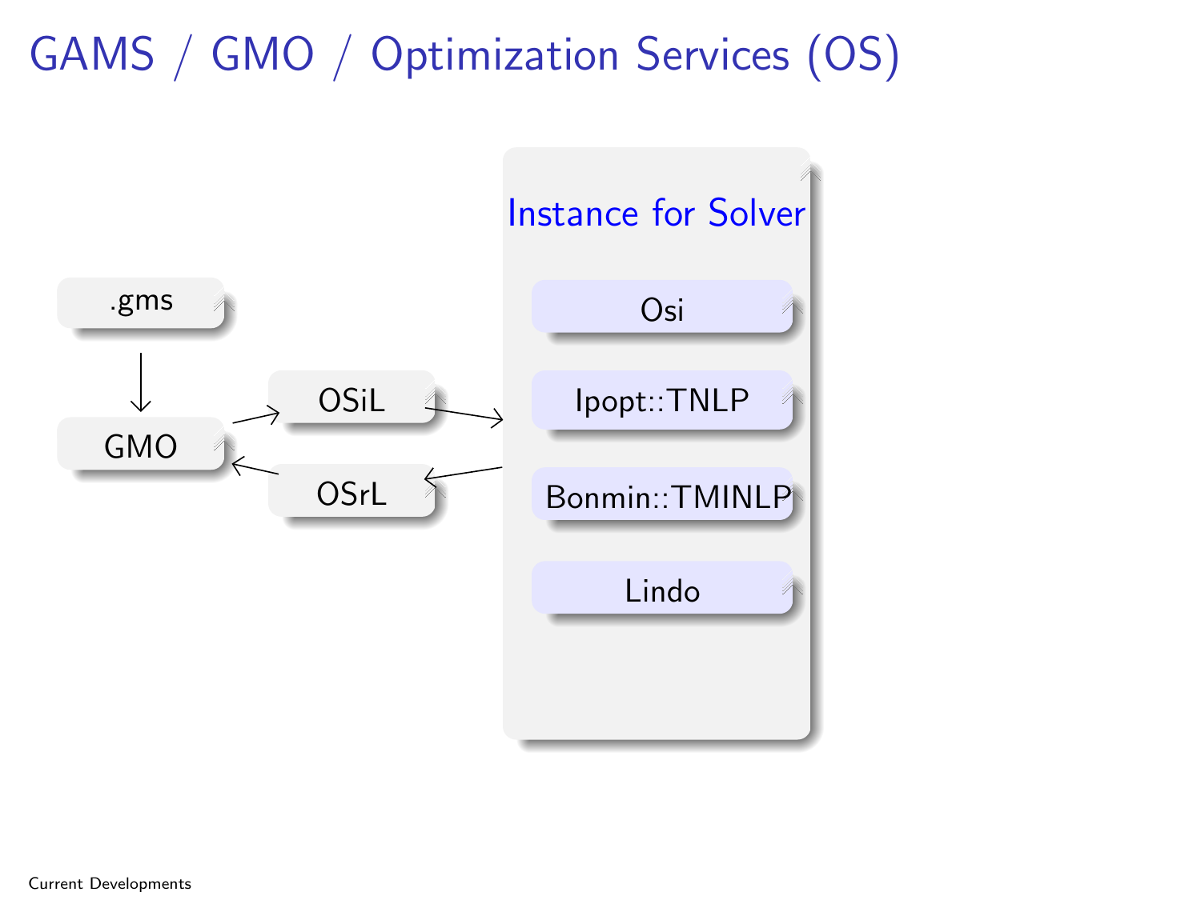# GAMS / GMO / Optimization Services (OS)

.gms

GMO

OSiL

OSrL

Instance for Solver

Osi

Ipopt::TNLP

Bonmin::TMINLP

Lindo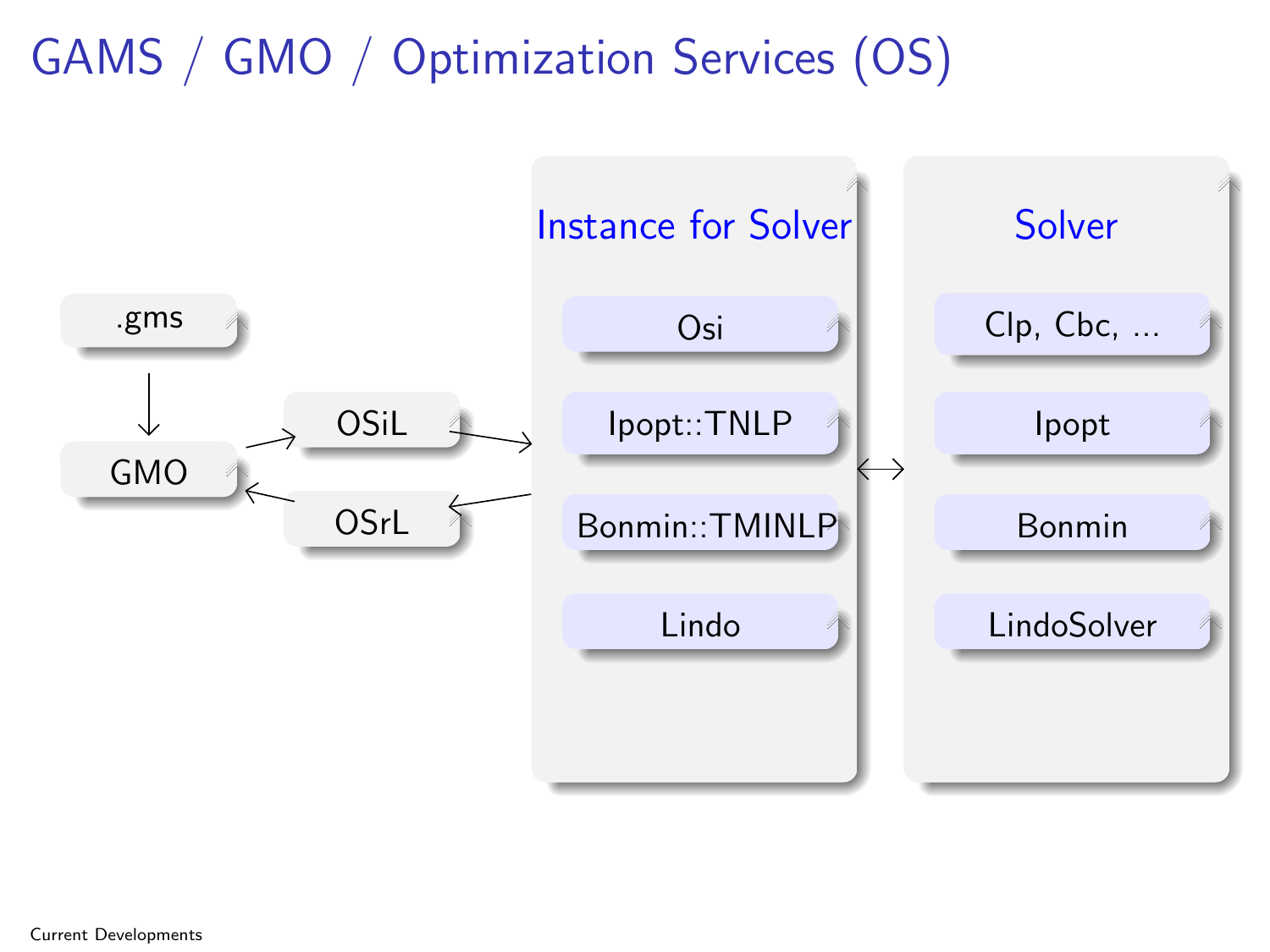# GAMS / GMO / Optimization Services (OS)

.gms

GMO

OSiL

OSrL

**Instance for Solver**

- Osi
- Ipopt::TNLP
- Bonmin::TMINLP
- Lindo

**Solver**

- Clp, Cbc, ...
- Ipopt
- Bonmin
- LindoSolver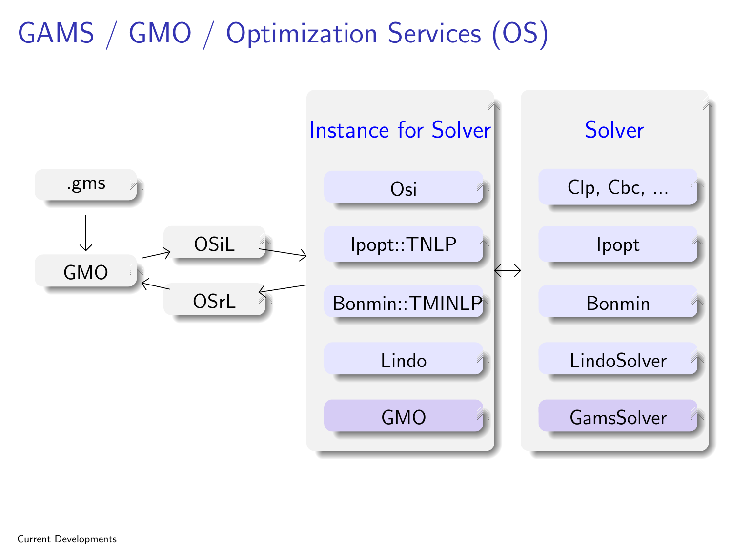# GAMS / GMO / Optimization Services (OS)

.gms

GMO

OSiL

OSrL

**Instance for Solver**

- Osi
- Ipopt::TNLP
- Bonmin::TMINLP
- Lindo
- GMO

**Solver**

- Clp, Cbc, ...
- Ipopt
- Bonmin
- LindoSolver
- GamsSolver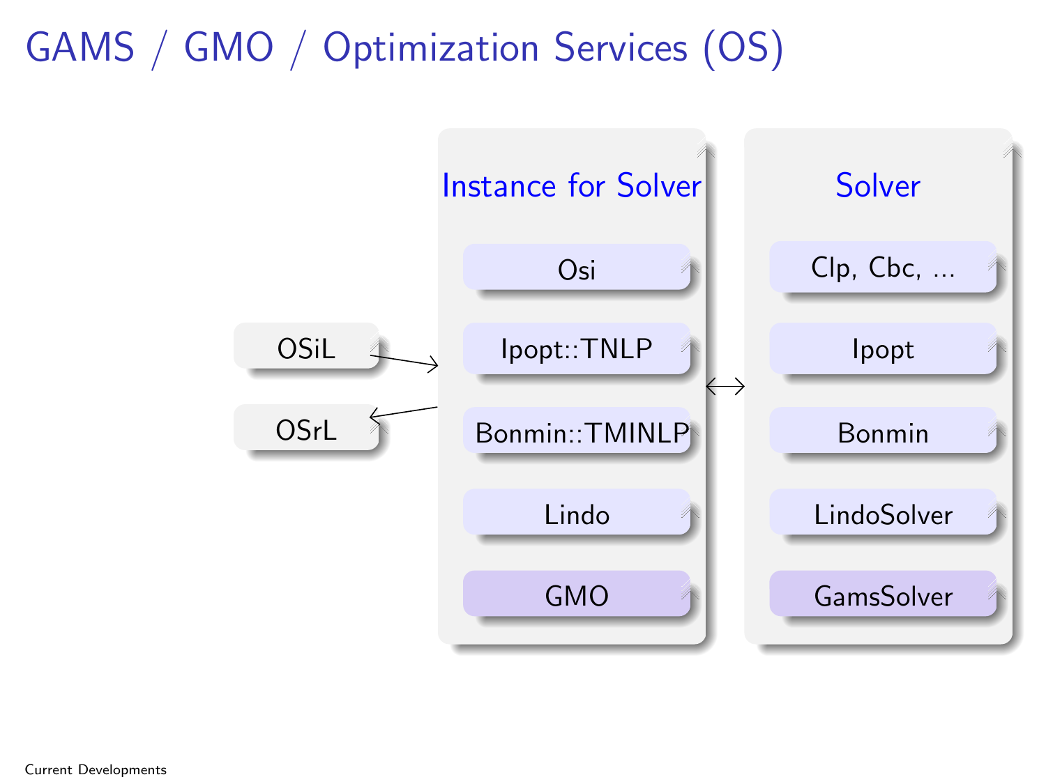# GAMS / GMO / Optimization Services (OS)

OSiL → Instance for Solver

Instance for Solver → OSrL

| Instance for Solver | ↔ | Solver |
|---|---|---|
| Osi | | Clp, Cbc, ... |
| Ipopt::TNLP | | Ipopt |
| Bonmin::TMINLP | | Bonmin |
| Lindo | | LindoSolver |
| GMO | | GamsSolver |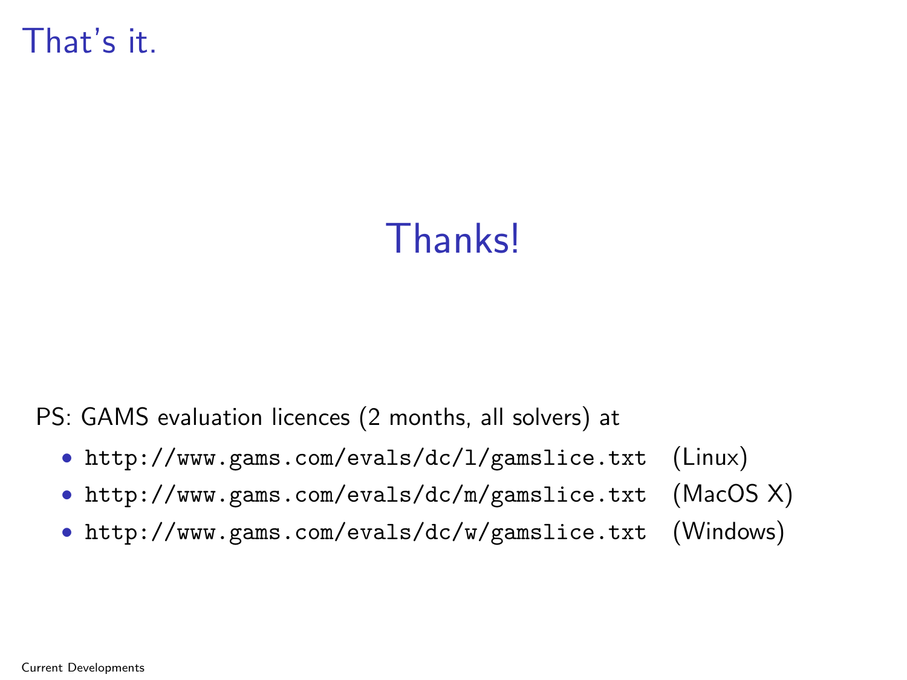# That's it.

## Thanks!

PS: GAMS evaluation licences (2 months, all solvers) at

- `http://www.gams.com/evals/dc/l/gamslice.txt` (Linux)
- `http://www.gams.com/evals/dc/m/gamslice.txt` (MacOS X)
- `http://www.gams.com/evals/dc/w/gamslice.txt` (Windows)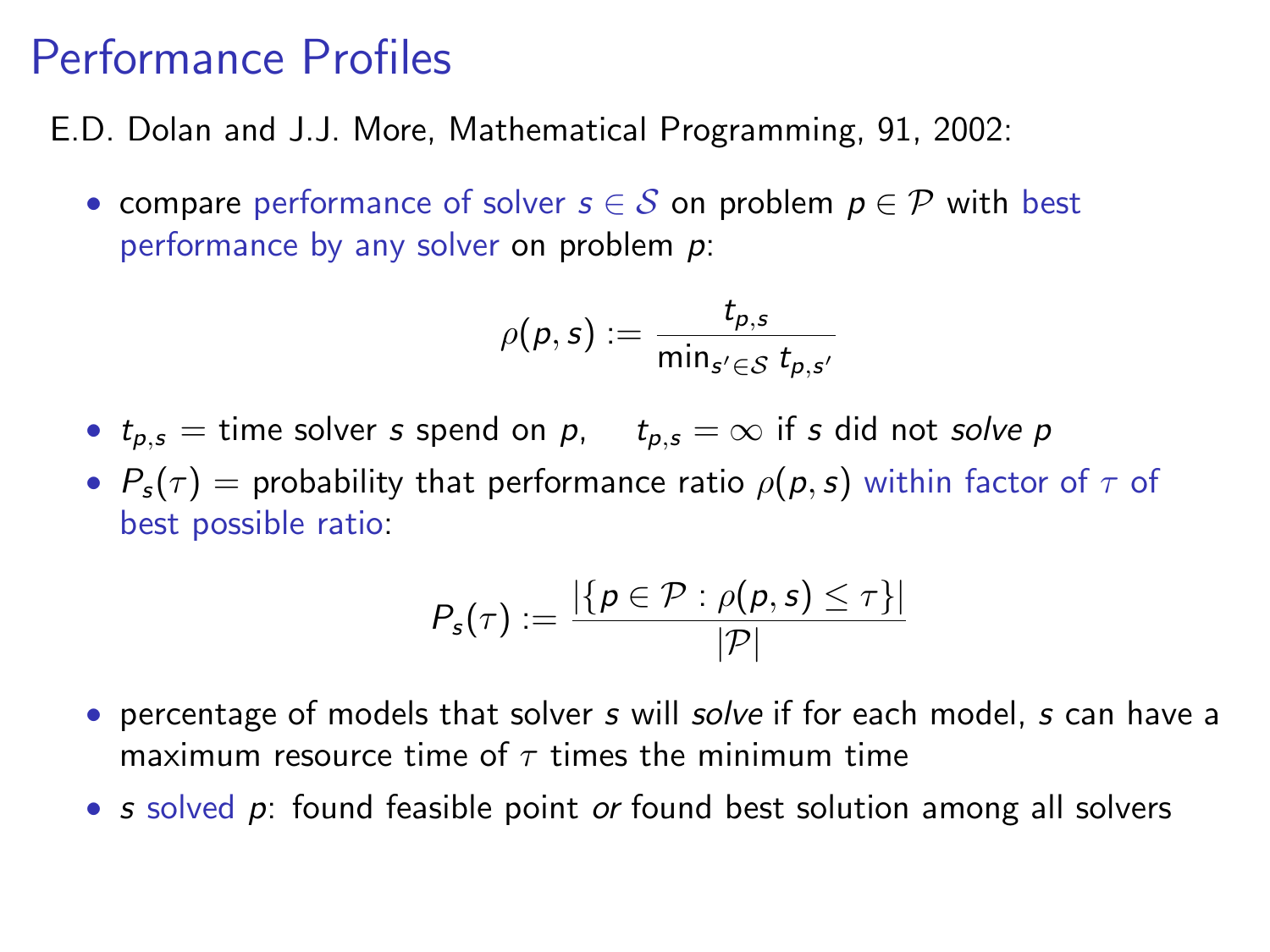# Performance Profiles

E.D. Dolan and J.J. More, Mathematical Programming, 91, 2002:

- compare performance of solver $s \in \mathcal{S}$ on problem $p \in \mathcal{P}$ with best performance by any solver on problem $p$:

$$\rho(p, s) := \frac{t_{p,s}}{\min_{s' \in \mathcal{S}} t_{p,s'}}$$

- $t_{p,s}$ = time solver $s$ spend on $p$, $\quad t_{p,s} = \infty$ if $s$ did not *solve* $p$
- $P_s(\tau)$ = probability that performance ratio $\rho(p, s)$ within factor of $\tau$ of best possible ratio:

$$P_s(\tau) := \frac{|\{p \in \mathcal{P} : \rho(p, s) \leq \tau\}|}{|\mathcal{P}|}$$

- percentage of models that solver $s$ will *solve* if for each model, $s$ can have a maximum resource time of $\tau$ times the minimum time
- $s$ solved $p$: found feasible point *or* found best solution among all solvers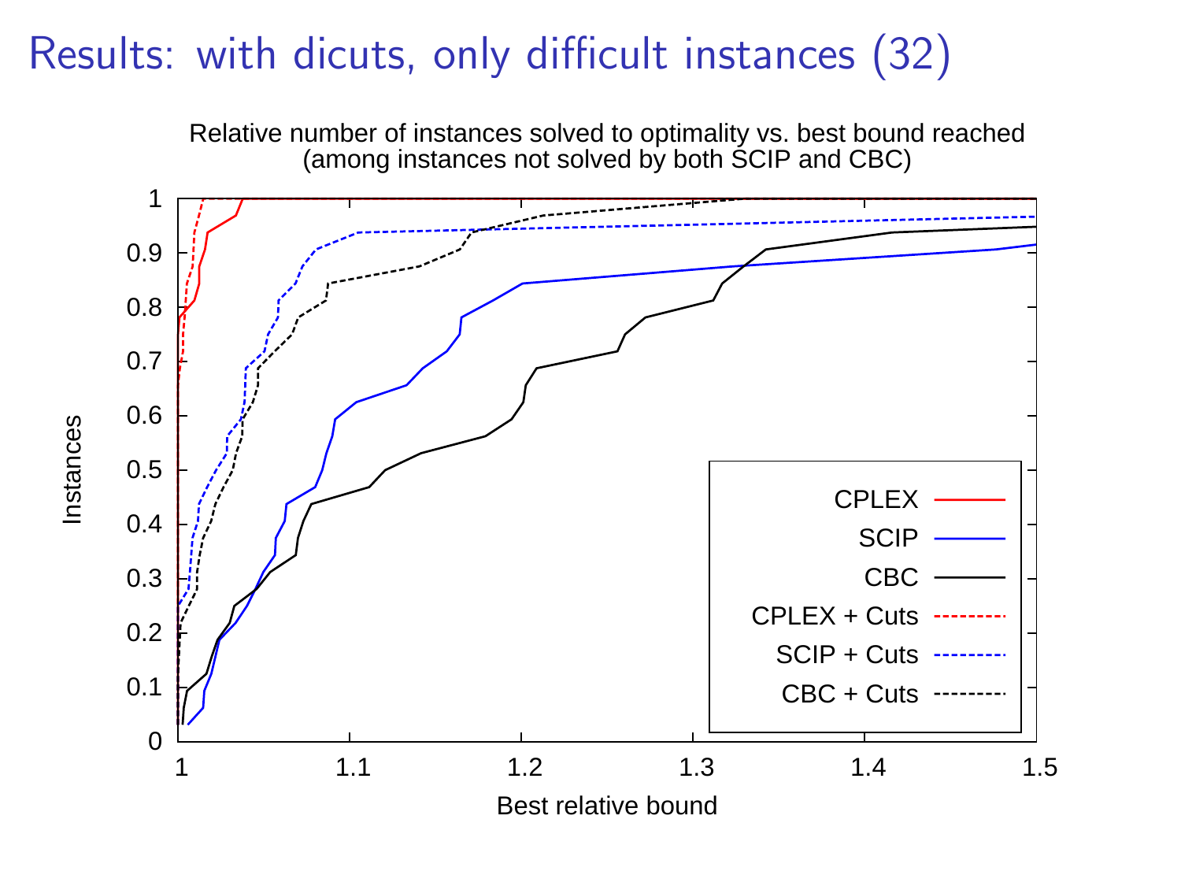# Results: with dicuts, only difficult instances (32)

Relative number of instances solved to optimality vs. best bound reached
(among instances not solved by both SCIP and CBC)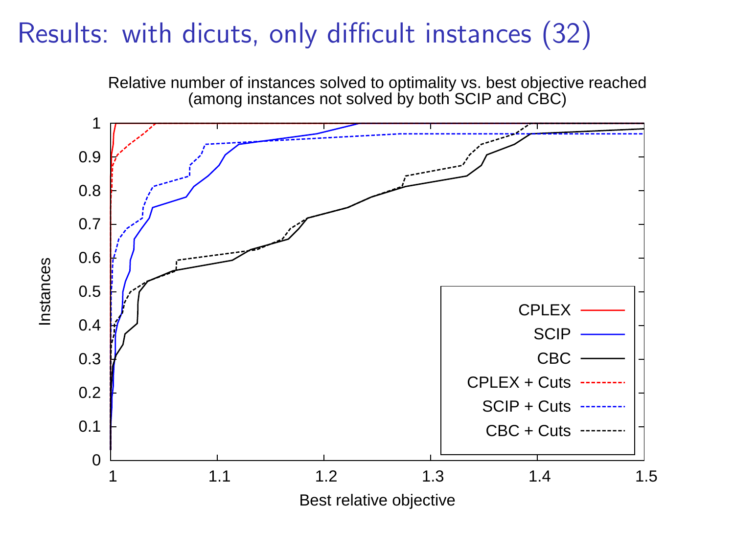# Results: with dicuts, only difficult instances (32)

Relative number of instances solved to optimality vs. best objective reached
(among instances not solved by both SCIP and CBC)

Instances

1
0.9
0.8
0.7
0.6
0.5
0.4
0.3
0.2
0.1
0

1
1.1
1.2
1.3
1.4
1.5

Best relative objective

CPLEX
SCIP
CBC
CPLEX + Cuts
SCIP + Cuts
CBC + Cuts